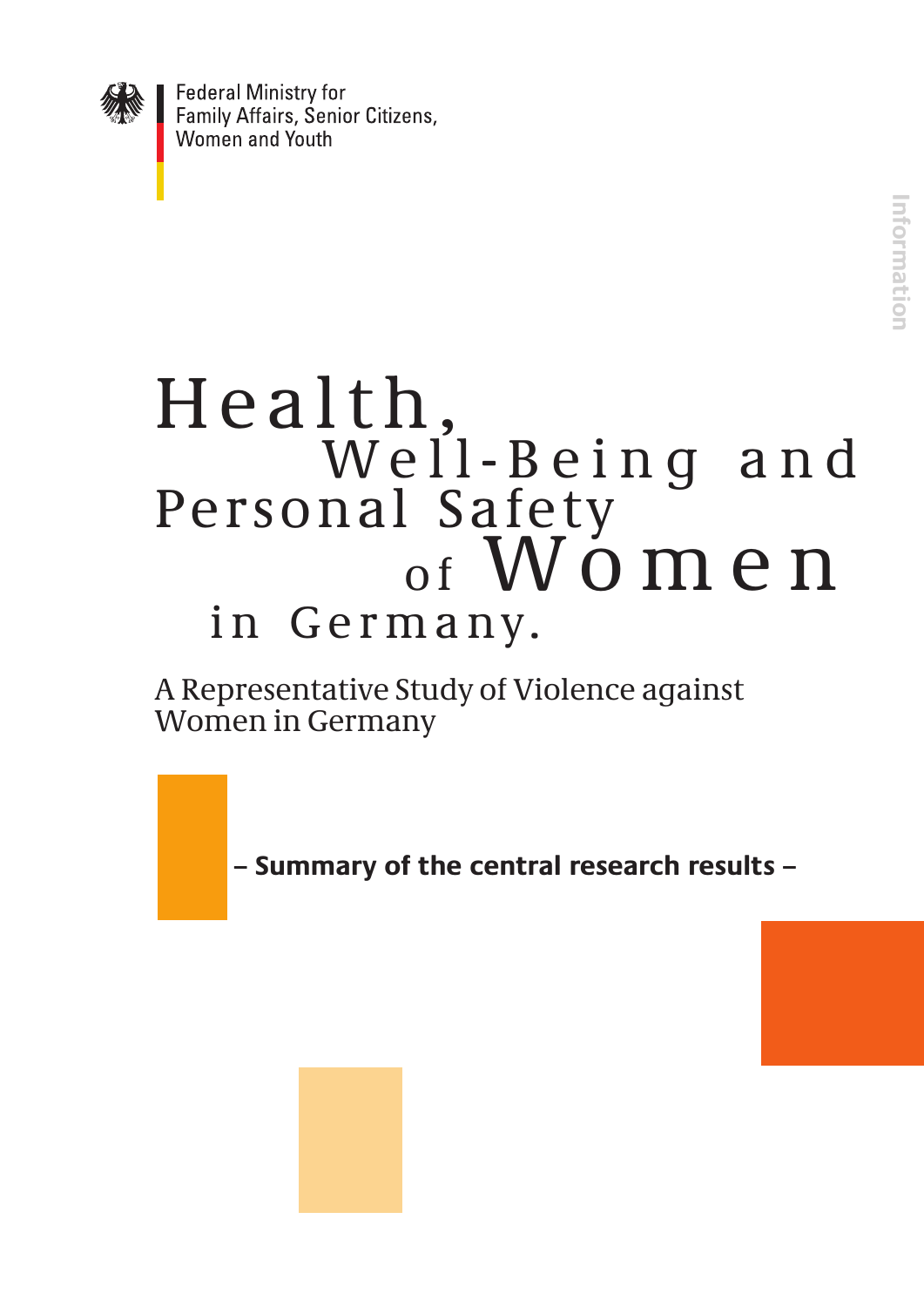Federal Ministry for
Family Affairs, Senior Citizens,
Women and Youth

Information

# Health, Well-Being and Personal Safety of Women in Germany.

## A Representative Study of Violence against Women in Germany

**– Summary of the central research results –**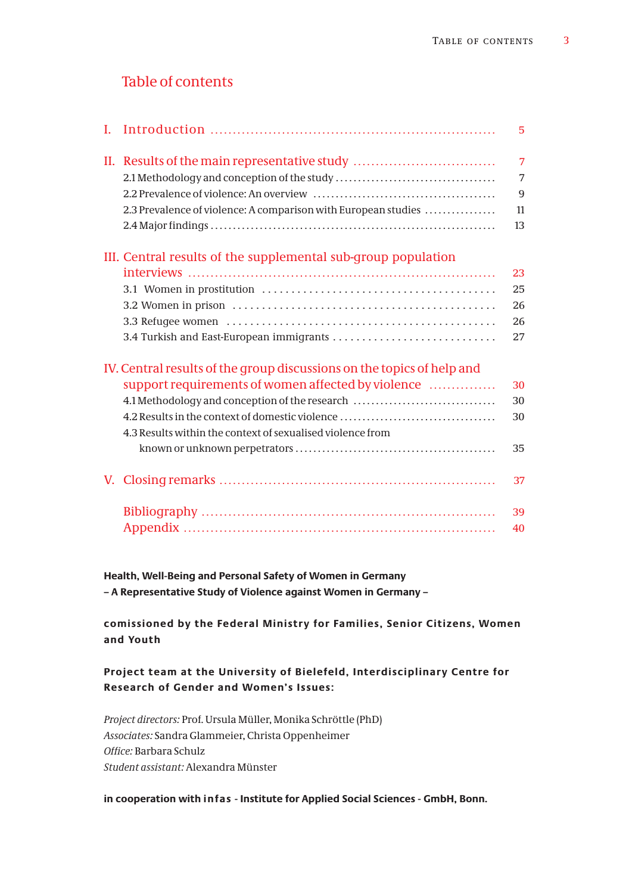# Table of contents

| | | |
|---|---|---|
| I. | Introduction | 5 |
| II. | Results of the main representative study | 7 |
| | 2.1 Methodology and conception of the study | 7 |
| | 2.2 Prevalence of violence: An overview | 9 |
| | 2.3 Prevalence of violence: A comparison with European studies | 11 |
| | 2.4 Major findings | 13 |
| III. | Central results of the supplemental sub-group population interviews | 23 |
| | 3.1 Women in prostitution | 25 |
| | 3.2 Women in prison | 26 |
| | 3.3 Refugee women | 26 |
| | 3.4 Turkish and East-European immigrants | 27 |
| IV. | Central results of the group discussions on the topics of help and support requirements of women affected by violence | 30 |
| | 4.1 Methodology and conception of the research | 30 |
| | 4.2 Results in the context of domestic violence | 30 |
| | 4.3 Results within the context of sexualised violence from known or unknown perpetrators | 35 |
| V. | Closing remarks | 37 |
| | Bibliography | 39 |
| | Appendix | 40 |

**Health, Well-Being and Personal Safety of Women in Germany**
**– A Representative Study of Violence against Women in Germany –**

**comissioned by the Federal Ministry for Families, Senior Citizens, Women and Youth**

**Project team at the University of Bielefeld, Interdisciplinary Centre for Research of Gender and Women's Issues:**

*Project directors:* Prof. Ursula Müller, Monika Schröttle (PhD)
*Associates:* Sandra Glammeier, Christa Oppenheimer
*Office:* Barbara Schulz
*Student assistant:* Alexandra Münster

**in cooperation with infas - Institute for Applied Social Sciences - GmbH, Bonn.**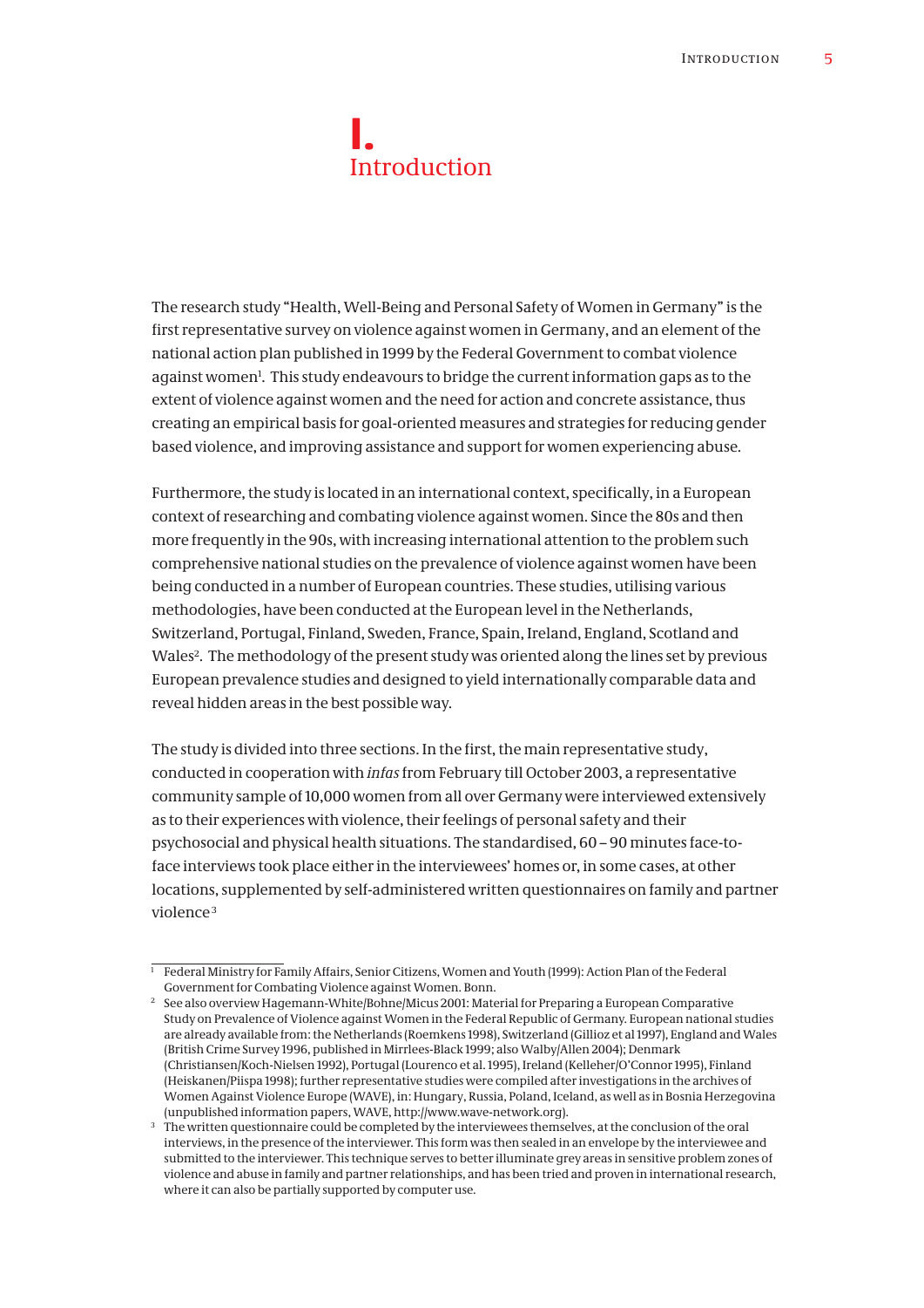# I. Introduction

The research study "Health, Well-Being and Personal Safety of Women in Germany" is the first representative survey on violence against women in Germany, and an element of the national action plan published in 1999 by the Federal Government to combat violence against women[1]. This study endeavours to bridge the current information gaps as to the extent of violence against women and the need for action and concrete assistance, thus creating an empirical basis for goal-oriented measures and strategies for reducing gender based violence, and improving assistance and support for women experiencing abuse.

Furthermore, the study is located in an international context, specifically, in a European context of researching and combating violence against women. Since the 80s and then more frequently in the 90s, with increasing international attention to the problem such comprehensive national studies on the prevalence of violence against women have been being conducted in a number of European countries. These studies, utilising various methodologies, have been conducted at the European level in the Netherlands, Switzerland, Portugal, Finland, Sweden, France, Spain, Ireland, England, Scotland and Wales[2]. The methodology of the present study was oriented along the lines set by previous European prevalence studies and designed to yield internationally comparable data and reveal hidden areas in the best possible way.

The study is divided into three sections. In the first, the main representative study, conducted in cooperation with *infas* from February till October 2003, a representative community sample of 10,000 women from all over Germany were interviewed extensively as to their experiences with violence, their feelings of personal safety and their psychosocial and physical health situations. The standardised, 60 – 90 minutes face-to-face interviews took place either in the interviewees' homes or, in some cases, at other locations, supplemented by self-administered written questionnaires on family and partner violence[3]

---

[1] Federal Ministry for Family Affairs, Senior Citizens, Women and Youth (1999): Action Plan of the Federal Government for Combating Violence against Women. Bonn.

[2] See also overview Hagemann-White/Bohne/Micus 2001: Material for Preparing a European Comparative Study on Prevalence of Violence against Women in the Federal Republic of Germany. European national studies are already available from: the Netherlands (Roemkens 1998), Switzerland (Gillioz et al 1997), England and Wales (British Crime Survey 1996, published in Mirrlees-Black 1999; also Walby/Allen 2004); Denmark (Christiansen/Koch-Nielsen 1992), Portugal (Lourenco et al. 1995), Ireland (Kelleher/O'Connor 1995), Finland (Heiskanen/Piispa 1998); further representative studies were compiled after investigations in the archives of Women Against Violence Europe (WAVE), in: Hungary, Russia, Poland, Iceland, as well as in Bosnia Herzegovina (unpublished information papers, WAVE, http://www.wave-network.org).

[3] The written questionnaire could be completed by the interviewees themselves, at the conclusion of the oral interviews, in the presence of the interviewer. This form was then sealed in an envelope by the interviewee and submitted to the interviewer. This technique serves to better illuminate grey areas in sensitive problem zones of violence and abuse in family and partner relationships, and has been tried and proven in international research, where it can also be partially supported by computer use.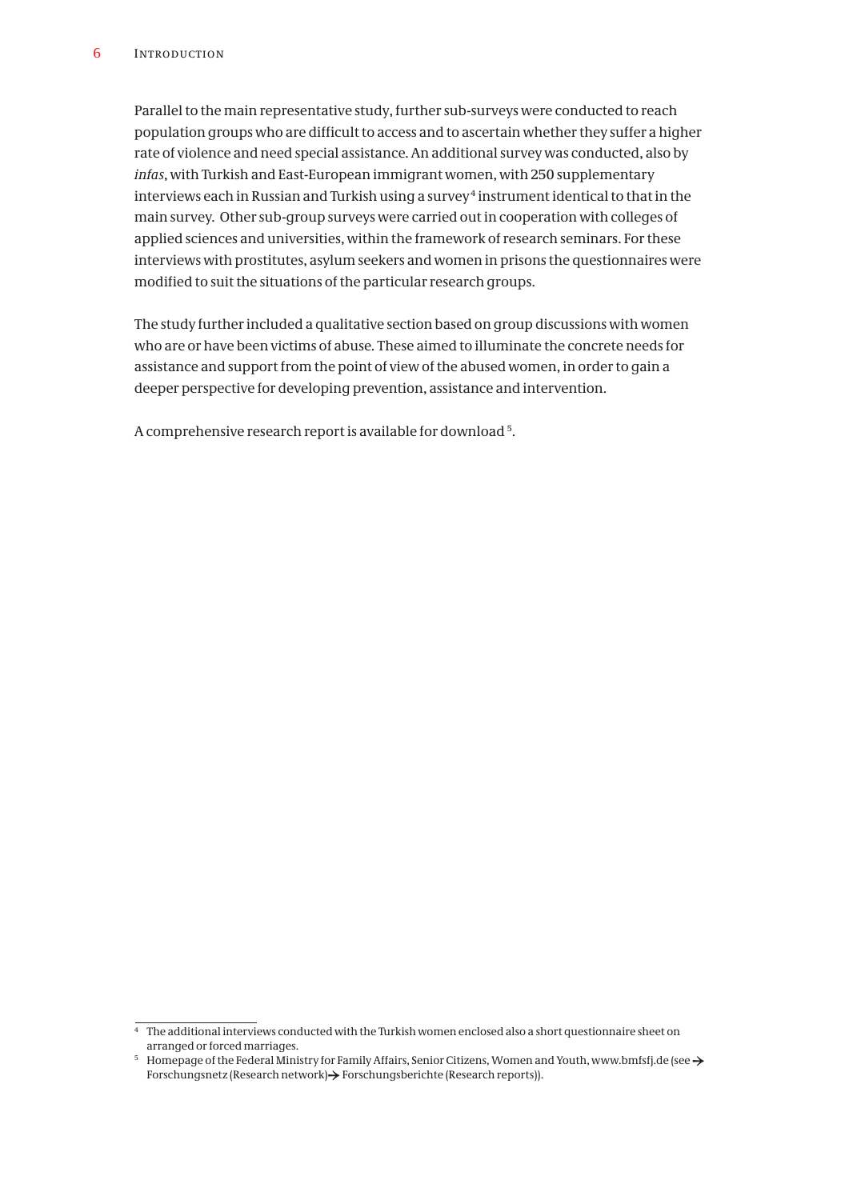Parallel to the main representative study, further sub-surveys were conducted to reach population groups who are difficult to access and to ascertain whether they suffer a higher rate of violence and need special assistance. An additional survey was conducted, also by *infas*, with Turkish and East-European immigrant women, with 250 supplementary interviews each in Russian and Turkish using a survey[4] instrument identical to that in the main survey. Other sub-group surveys were carried out in cooperation with colleges of applied sciences and universities, within the framework of research seminars. For these interviews with prostitutes, asylum seekers and women in prisons the questionnaires were modified to suit the situations of the particular research groups.

The study further included a qualitative section based on group discussions with women who are or have been victims of abuse. These aimed to illuminate the concrete needs for assistance and support from the point of view of the abused women, in order to gain a deeper perspective for developing prevention, assistance and intervention.

A comprehensive research report is available for download [5].

---

[4] The additional interviews conducted with the Turkish women enclosed also a short questionnaire sheet on arranged or forced marriages.

[5] Homepage of the Federal Ministry for Family Affairs, Senior Citizens, Women and Youth, www.bmfsfj.de (see → Forschungsnetz (Research network) → Forschungsberichte (Research reports)).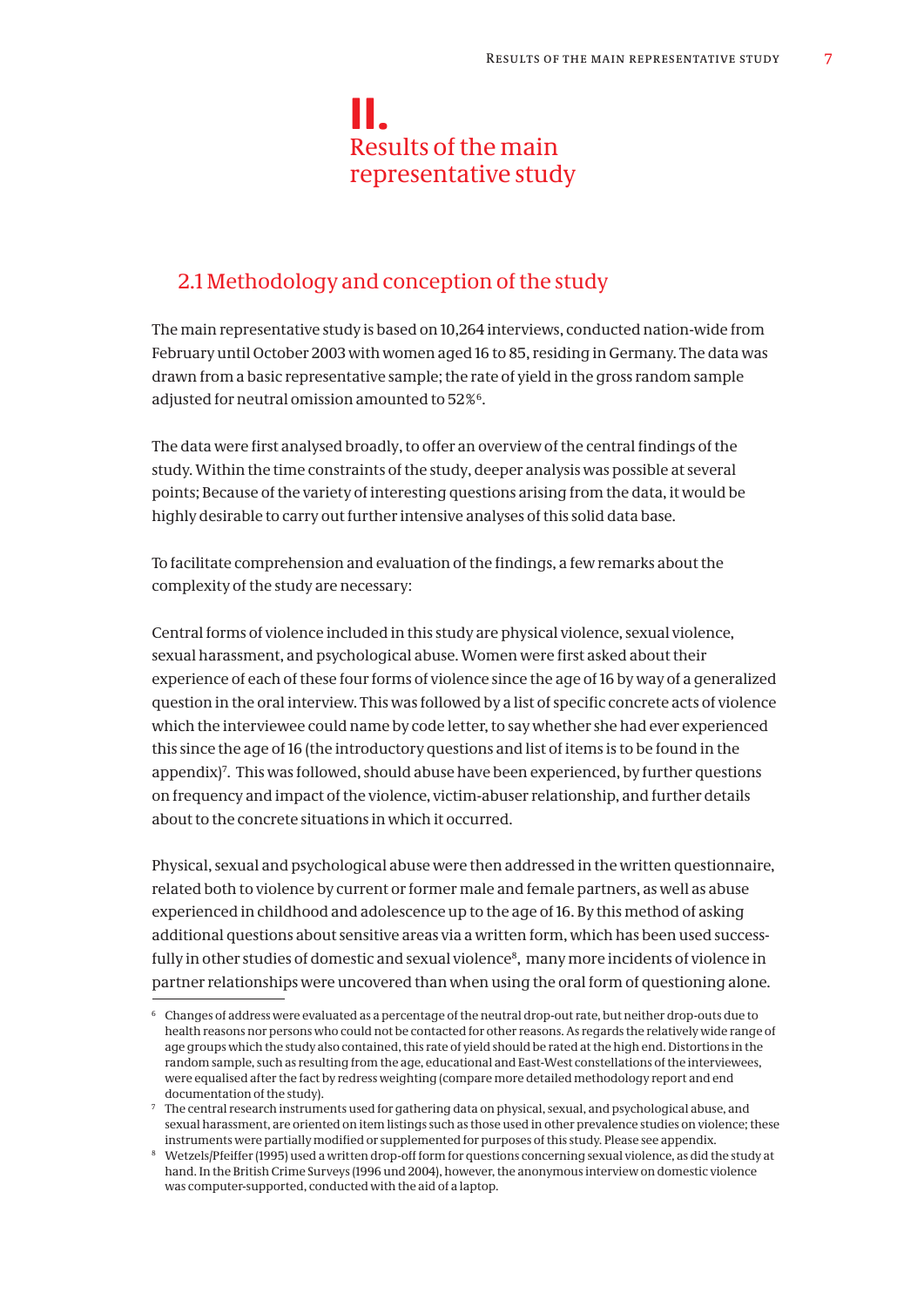# II. Results of the main representative study

## 2.1 Methodology and conception of the study

The main representative study is based on 10,264 interviews, conducted nation-wide from February until October 2003 with women aged 16 to 85, residing in Germany. The data was drawn from a basic representative sample; the rate of yield in the gross random sample adjusted for neutral omission amounted to 52%[6].

The data were first analysed broadly, to offer an overview of the central findings of the study. Within the time constraints of the study, deeper analysis was possible at several points; Because of the variety of interesting questions arising from the data, it would be highly desirable to carry out further intensive analyses of this solid data base.

To facilitate comprehension and evaluation of the findings, a few remarks about the complexity of the study are necessary:

Central forms of violence included in this study are physical violence, sexual violence, sexual harassment, and psychological abuse. Women were first asked about their experience of each of these four forms of violence since the age of 16 by way of a generalized question in the oral interview. This was followed by a list of specific concrete acts of violence which the interviewee could name by code letter, to say whether she had ever experienced this since the age of 16 (the introductory questions and list of items is to be found in the appendix)[7]. This was followed, should abuse have been experienced, by further questions on frequency and impact of the violence, victim-abuser relationship, and further details about to the concrete situations in which it occurred.

Physical, sexual and psychological abuse were then addressed in the written questionnaire, related both to violence by current or former male and female partners, as well as abuse experienced in childhood and adolescence up to the age of 16. By this method of asking additional questions about sensitive areas via a written form, which has been used successfully in other studies of domestic and sexual violence[8], many more incidents of violence in partner relationships were uncovered than when using the oral form of questioning alone.

---

[6] Changes of address were evaluated as a percentage of the neutral drop-out rate, but neither drop-outs due to health reasons nor persons who could not be contacted for other reasons. As regards the relatively wide range of age groups which the study also contained, this rate of yield should be rated at the high end. Distortions in the random sample, such as resulting from the age, educational and East-West constellations of the interviewees, were equalised after the fact by redress weighting (compare more detailed methodology report and end documentation of the study).

[7] The central research instruments used for gathering data on physical, sexual, and psychological abuse, and sexual harassment, are oriented on item listings such as those used in other prevalence studies on violence; these instruments were partially modified or supplemented for purposes of this study. Please see appendix.

[8] Wetzels/Pfeiffer (1995) used a written drop-off form for questions concerning sexual violence, as did the study at hand. In the British Crime Surveys (1996 und 2004), however, the anonymous interview on domestic violence was computer-supported, conducted with the aid of a laptop.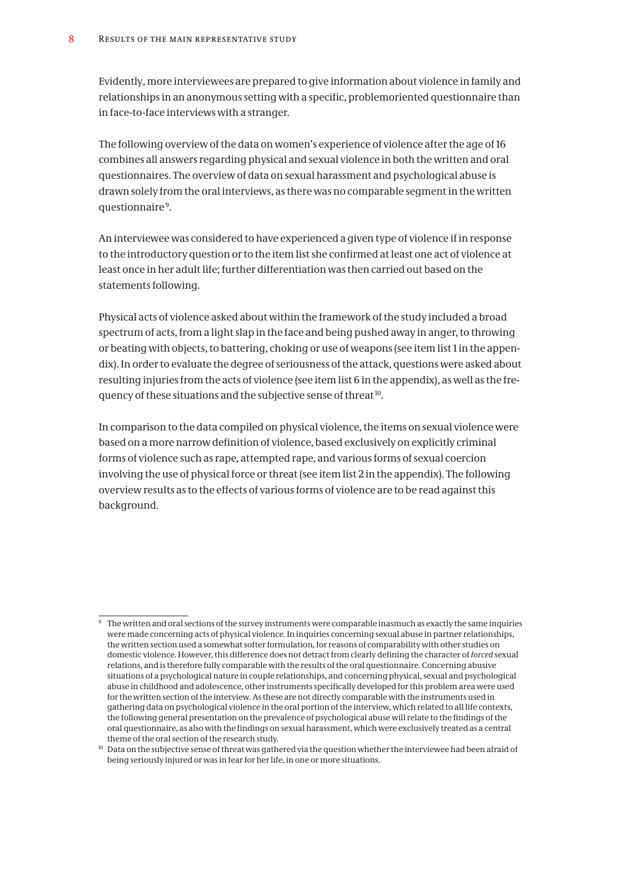Evidently, more interviewees are prepared to give information about violence in family and relationships in an anonymous setting with a specific, problemoriented questionnaire than in face-to-face interviews with a stranger.

The following overview of the data on women's experience of violence after the age of 16 combines all answers regarding physical and sexual violence in both the written and oral questionnaires. The overview of data on sexual harassment and psychological abuse is drawn solely from the oral interviews, as there was no comparable segment in the written questionnaire[9].

An interviewee was considered to have experienced a given type of violence if in response to the introductory question or to the item list she confirmed at least one act of violence at least once in her adult life; further differentiation was then carried out based on the statements following.

Physical acts of violence asked about within the framework of the study included a broad spectrum of acts, from a light slap in the face and being pushed away in anger, to throwing or beating with objects, to battering, choking or use of weapons (see item list 1 in the appendix). In order to evaluate the degree of seriousness of the attack, questions were asked about resulting injuries from the acts of violence (see item list 6 in the appendix), as well as the frequency of these situations and the subjective sense of threat[10].

In comparison to the data compiled on physical violence, the items on sexual violence were based on a more narrow definition of violence, based exclusively on explicitly criminal forms of violence such as rape, attempted rape, and various forms of sexual coercion involving the use of physical force or threat (see item list 2 in the appendix). The following overview results as to the effects of various forms of violence are to be read against this background.

---

[9] The written and oral sections of the survey instruments were comparable inasmuch as exactly the same inquiries were made concerning acts of physical violence. In inquiries concerning sexual abuse in partner relationships, the written section used a somewhat softer formulation, for reasons of comparability with other studies on domestic violence. However, this difference does not detract from clearly defining the character of *forced* sexual relations, and is therefore fully comparable with the results of the oral questionnaire. Concerning abusive situations of a psychological nature in couple relationships, and concerning physical, sexual and psychological abuse in childhood and adolescence, other instruments specifically developed for this problem area were used for the written section of the interview. As these are not directly comparable with the instruments used in gathering data on psychological violence in the oral portion of the interview, which related to all life contexts, the following general presentation on the prevalence of psychological abuse will relate to the findings of the oral questionnaire, as also with the findings on sexual harassment, which were exclusively treated as a central theme of the oral section of the research study.

[10] Data on the subjective sense of threat was gathered via the question whether the interviewee had been afraid of being seriously injured or was in fear for her life, in one or more situations.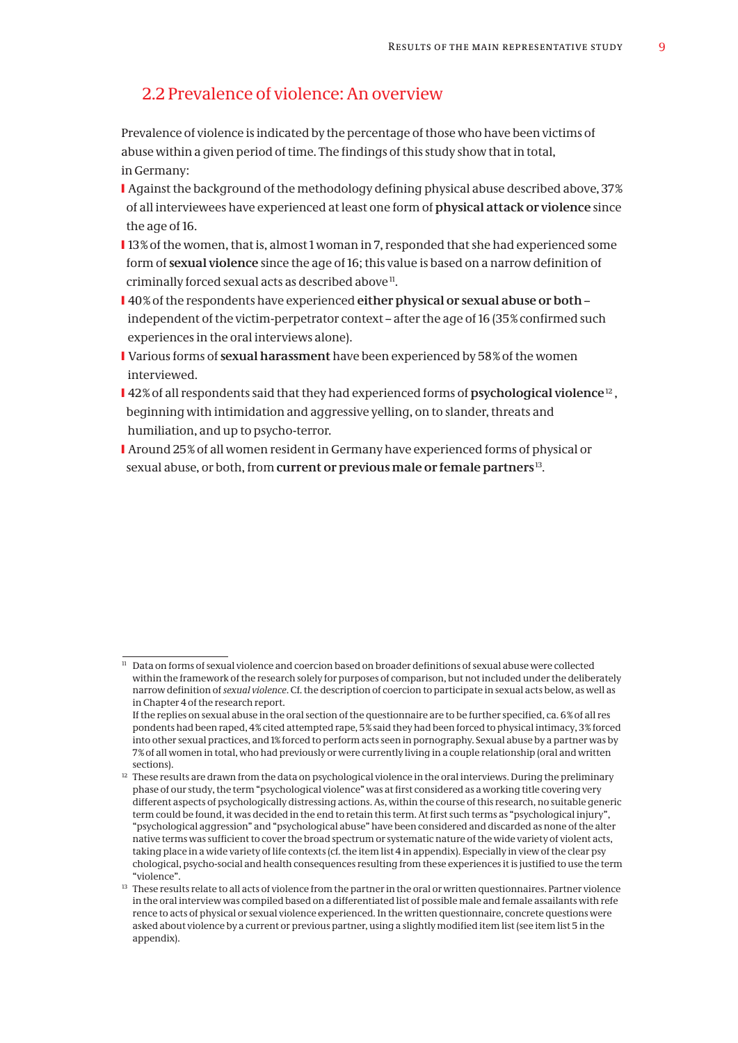## 2.2 Prevalence of violence: An overview

Prevalence of violence is indicated by the percentage of those who have been victims of abuse within a given period of time. The findings of this study show that in total, in Germany:

- Against the background of the methodology defining physical abuse described above, 37% of all interviewees have experienced at least one form of **physical attack or violence** since the age of 16.
- 13% of the women, that is, almost 1 woman in 7, responded that she had experienced some form of **sexual violence** since the age of 16; this value is based on a narrow definition of criminally forced sexual acts as described above[11].
- 40% of the respondents have experienced **either physical or sexual abuse or both** – independent of the victim-perpetrator context – after the age of 16 (35% confirmed such experiences in the oral interviews alone).
- Various forms of **sexual harassment** have been experienced by 58% of the women interviewed.
- 42% of all respondents said that they had experienced forms of **psychological violence**[12], beginning with intimidation and aggressive yelling, on to slander, threats and humiliation, and up to psycho-terror.
- Around 25% of all women resident in Germany have experienced forms of physical or sexual abuse, or both, from **current or previous male or female partners**[13].

---

[11] Data on forms of sexual violence and coercion based on broader definitions of sexual abuse were collected within the framework of the research solely for purposes of comparison, but not included under the deliberately narrow definition of *sexual violence*. Cf. the description of coercion to participate in sexual acts below, as well as in Chapter 4 of the research report.
If the replies on sexual abuse in the oral section of the questionnaire are to be further specified, ca. 6% of all respondents had been raped, 4% cited attempted rape, 5% said they had been forced to physical intimacy, 3% forced into other sexual practices, and 1% forced to perform acts seen in pornography. Sexual abuse by a partner was by 7% of all women in total, who had previously or were currently living in a couple relationship (oral and written sections).

[12] These results are drawn from the data on psychological violence in the oral interviews. During the preliminary phase of our study, the term "psychological violence" was at first considered as a working title covering very different aspects of psychologically distressing actions. As, within the course of this research, no suitable generic term could be found, it was decided in the end to retain this term. At first such terms as "psychological injury", "psychological aggression" and "psychological abuse" have been considered and discarded as none of the alternative terms was sufficient to cover the broad spectrum or systematic nature of the wide variety of violent acts, taking place in a wide variety of life contexts (cf. the item list 4 in appendix). Especially in view of the clear psychological, psycho-social and health consequences resulting from these experiences it is justified to use the term "violence".

[13] These results relate to all acts of violence from the partner in the oral or written questionnaires. Partner violence in the oral interview was compiled based on a differentiated list of possible male and female assailants with reference to acts of physical or sexual violence experienced. In the written questionnaire, concrete questions were asked about violence by a current or previous partner, using a slightly modified item list (see item list 5 in the appendix).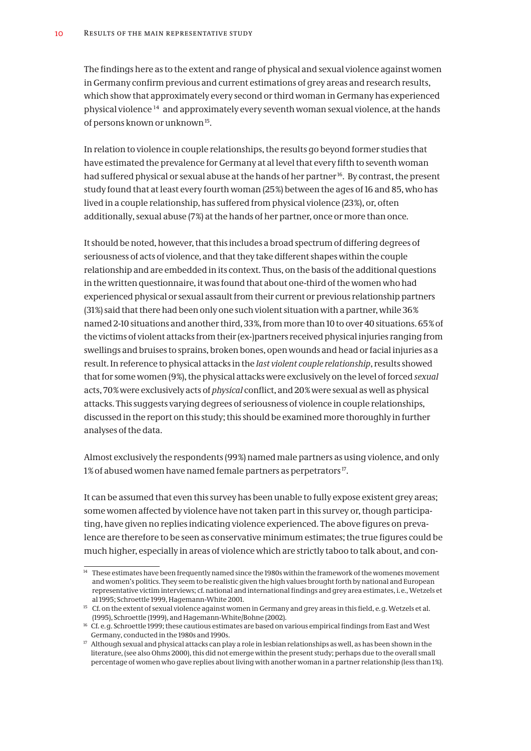The findings here as to the extent and range of physical and sexual violence against women in Germany confirm previous and current estimations of grey areas and research results, which show that approximately every second or third woman in Germany has experienced physical violence [14] and approximately every seventh woman sexual violence, at the hands of persons known or unknown [15].

In relation to violence in couple relationships, the results go beyond former studies that have estimated the prevalence for Germany at al level that every fifth to seventh woman had suffered physical or sexual abuse at the hands of her partner [16]. By contrast, the present study found that at least every fourth woman (25%) between the ages of 16 and 85, who has lived in a couple relationship, has suffered from physical violence (23%), or, often additionally, sexual abuse (7%) at the hands of her partner, once or more than once.

It should be noted, however, that this includes a broad spectrum of differing degrees of seriousness of acts of violence, and that they take different shapes within the couple relationship and are embedded in its context. Thus, on the basis of the additional questions in the written questionnaire, it was found that about one-third of the women who had experienced physical or sexual assault from their current or previous relationship partners (31%) said that there had been only one such violent situation with a partner, while 36% named 2-10 situations and another third, 33%, from more than 10 to over 40 situations. 65% of the victims of violent attacks from their (ex-)partners received physical injuries ranging from swellings and bruises to sprains, broken bones, open wounds and head or facial injuries as a result. In reference to physical attacks in the *last violent couple relationship*, results showed that for some women (9%), the physical attacks were exclusively on the level of forced *sexual* acts, 70% were exclusively acts of *physical* conflict, and 20% were sexual as well as physical attacks. This suggests varying degrees of seriousness of violence in couple relationships, discussed in the report on this study; this should be examined more thoroughly in further analyses of the data.

Almost exclusively the respondents (99%) named male partners as using violence, and only 1% of abused women have named female partners as perpetrators [17].

It can be assumed that even this survey has been unable to fully expose existent grey areas; some women affected by violence have not taken part in this survey or, though participating, have given no replies indicating violence experienced. The above figures on prevalence are therefore to be seen as conservative minimum estimates; the true figures could be much higher, especially in areas of violence which are strictly taboo to talk about, and con-

---

[14] These estimates have been frequently named since the 1980s within the framework of the womencs movement and women's politics. They seem to be realistic given the high values brought forth by national and European representative victim interviews; cf. national and international findings and grey area estimates, i. e., Wetzels et al 1995; Schroettle 1999, Hagemann-White 2001.

[15] Cf. on the extent of sexual violence against women in Germany and grey areas in this field, e. g. Wetzels et al. (1995), Schroettle (1999), and Hagemann-White/Bohne (2002).

[16] Cf. e. g. Schroettle 1999; these cautious estimates are based on various empirical findings from East and West Germany, conducted in the 1980s and 1990s.

[17] Although sexual and physical attacks can play a role in lesbian relationships as well, as has been shown in the literature, (see also Ohms 2000), this did not emerge within the present study; perhaps due to the overall small percentage of women who gave replies about living with another woman in a partner relationship (less than 1%).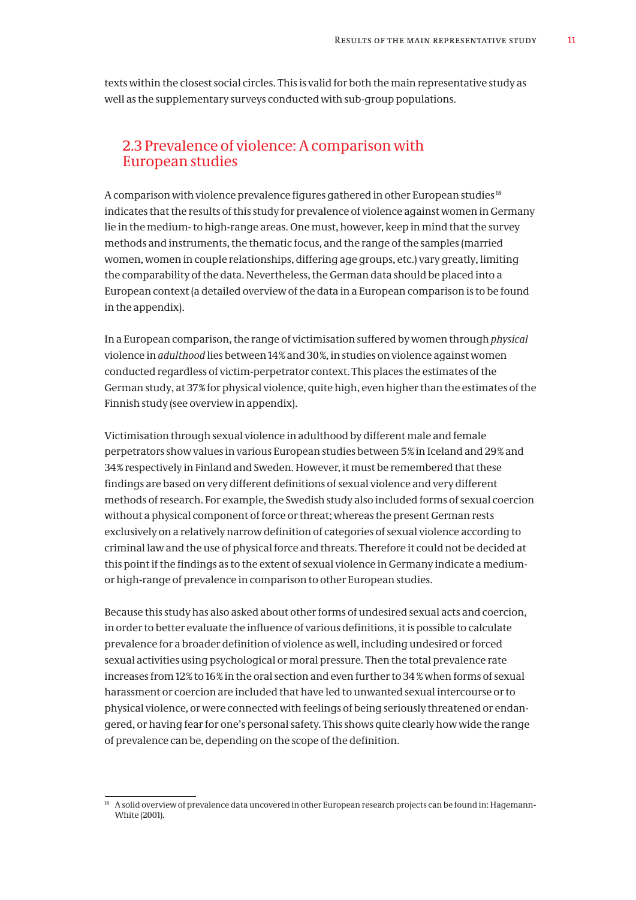texts within the closest social circles. This is valid for both the main representative study as well as the supplementary surveys conducted with sub-group populations.

## 2.3 Prevalence of violence: A comparison with European studies

A comparison with violence prevalence figures gathered in other European studies[18] indicates that the results of this study for prevalence of violence against women in Germany lie in the medium- to high-range areas. One must, however, keep in mind that the survey methods and instruments, the thematic focus, and the range of the samples (married women, women in couple relationships, differing age groups, etc.) vary greatly, limiting the comparability of the data. Nevertheless, the German data should be placed into a European context (a detailed overview of the data in a European comparison is to be found in the appendix).

In a European comparison, the range of victimisation suffered by women through *physical* violence in *adulthood* lies between 14% and 30%, in studies on violence against women conducted regardless of victim-perpetrator context. This places the estimates of the German study, at 37% for physical violence, quite high, even higher than the estimates of the Finnish study (see overview in appendix).

Victimisation through sexual violence in adulthood by different male and female perpetrators show values in various European studies between 5% in Iceland and 29% and 34% respectively in Finland and Sweden. However, it must be remembered that these findings are based on very different definitions of sexual violence and very different methods of research. For example, the Swedish study also included forms of sexual coercion without a physical component of force or threat; whereas the present German rests exclusively on a relatively narrow definition of categories of sexual violence according to criminal law and the use of physical force and threats. Therefore it could not be decided at this point if the findings as to the extent of sexual violence in Germany indicate a medium- or high-range of prevalence in comparison to other European studies.

Because this study has also asked about other forms of undesired sexual acts and coercion, in order to better evaluate the influence of various definitions, it is possible to calculate prevalence for a broader definition of violence as well, including undesired or forced sexual activities using psychological or moral pressure. Then the total prevalence rate increases from 12% to 16% in the oral section and even further to 34 % when forms of sexual harassment or coercion are included that have led to unwanted sexual intercourse or to physical violence, or were connected with feelings of being seriously threatened or endangered, or having fear for one's personal safety. This shows quite clearly how wide the range of prevalence can be, depending on the scope of the definition.

---

[18] A solid overview of prevalence data uncovered in other European research projects can be found in: Hagemann-White (2001).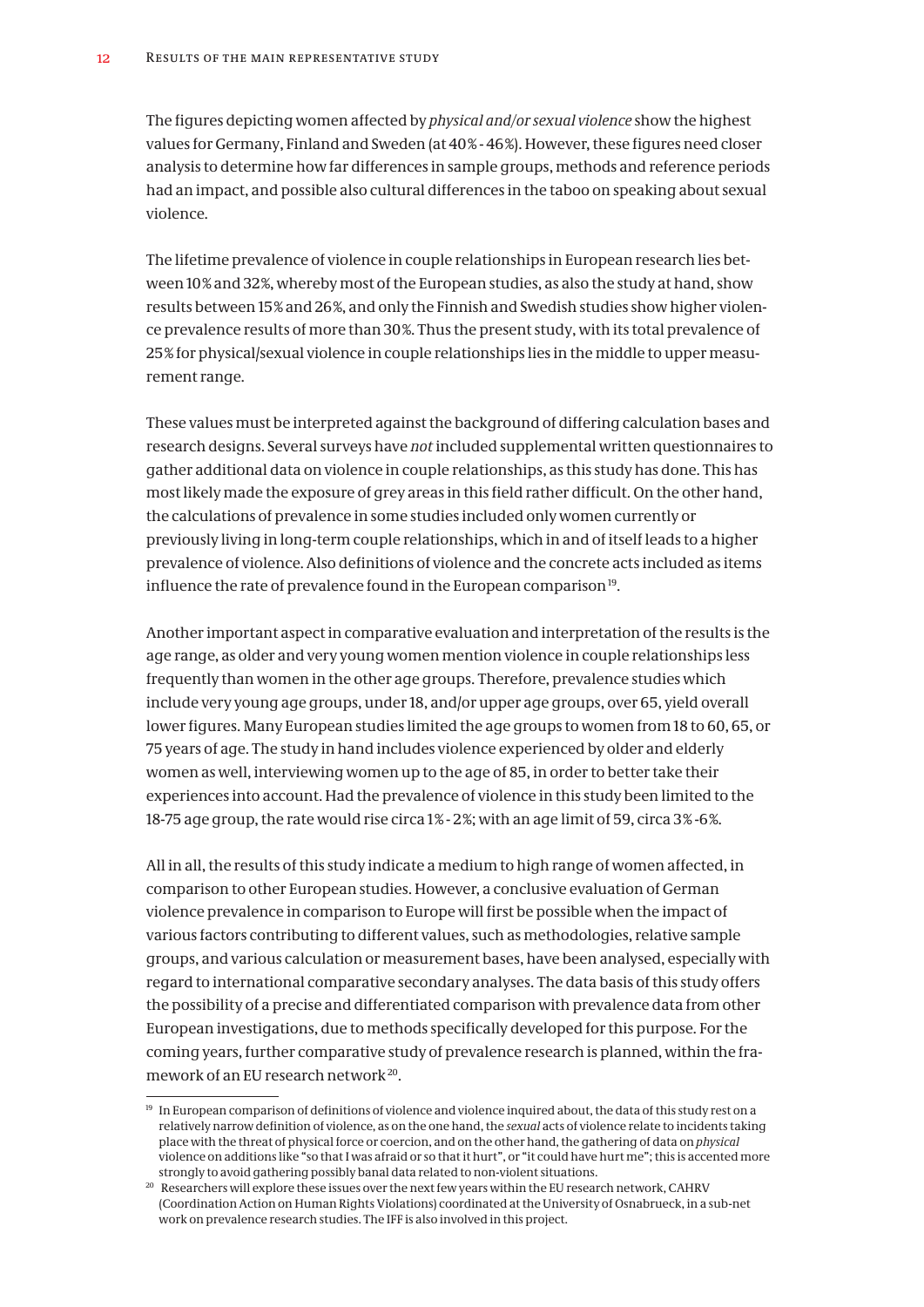The figures depicting women affected by *physical and/or sexual violence* show the highest values for Germany, Finland and Sweden (at 40% - 46%). However, these figures need closer analysis to determine how far differences in sample groups, methods and reference periods had an impact, and possible also cultural differences in the taboo on speaking about sexual violence.

The lifetime prevalence of violence in couple relationships in European research lies between 10% and 32%, whereby most of the European studies, as also the study at hand, show results between 15% and 26%, and only the Finnish and Swedish studies show higher violence prevalence results of more than 30%. Thus the present study, with its total prevalence of 25% for physical/sexual violence in couple relationships lies in the middle to upper measurement range.

These values must be interpreted against the background of differing calculation bases and research designs. Several surveys have *not* included supplemental written questionnaires to gather additional data on violence in couple relationships, as this study has done. This has most likely made the exposure of grey areas in this field rather difficult. On the other hand, the calculations of prevalence in some studies included only women currently or previously living in long-term couple relationships, which in and of itself leads to a higher prevalence of violence. Also definitions of violence and the concrete acts included as items influence the rate of prevalence found in the European comparison[19].

Another important aspect in comparative evaluation and interpretation of the results is the age range, as older and very young women mention violence in couple relationships less frequently than women in the other age groups. Therefore, prevalence studies which include very young age groups, under 18, and/or upper age groups, over 65, yield overall lower figures. Many European studies limited the age groups to women from 18 to 60, 65, or 75 years of age. The study in hand includes violence experienced by older and elderly women as well, interviewing women up to the age of 85, in order to better take their experiences into account. Had the prevalence of violence in this study been limited to the 18-75 age group, the rate would rise circa 1% - 2%; with an age limit of 59, circa 3% -6%.

All in all, the results of this study indicate a medium to high range of women affected, in comparison to other European studies. However, a conclusive evaluation of German violence prevalence in comparison to Europe will first be possible when the impact of various factors contributing to different values, such as methodologies, relative sample groups, and various calculation or measurement bases, have been analysed, especially with regard to international comparative secondary analyses. The data basis of this study offers the possibility of a precise and differentiated comparison with prevalence data from other European investigations, due to methods specifically developed for this purpose. For the coming years, further comparative study of prevalence research is planned, within the framework of an EU research network[20].

---

[19] In European comparison of definitions of violence and violence inquired about, the data of this study rest on a relatively narrow definition of violence, as on the one hand, the *sexual* acts of violence relate to incidents taking place with the threat of physical force or coercion, and on the other hand, the gathering of data on *physical* violence on additions like "so that I was afraid or so that it hurt", or "it could have hurt me"; this is accented more strongly to avoid gathering possibly banal data related to non-violent situations.

[20] Researchers will explore these issues over the next few years within the EU research network, CAHRV (Coordination Action on Human Rights Violations) coordinated at the University of Osnabrueck, in a sub-net work on prevalence research studies. The IFF is also involved in this project.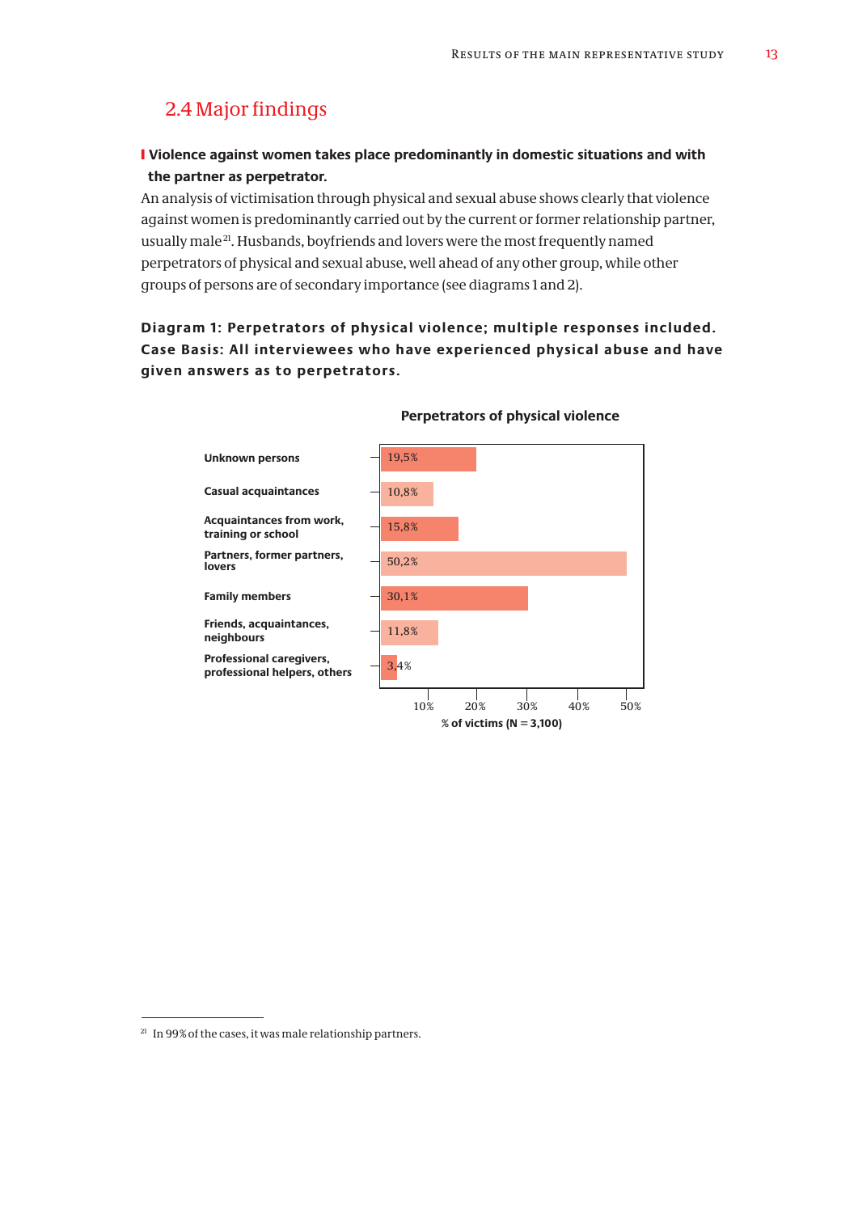## 2.4 Major findings

**Violence against women takes place predominantly in domestic situations and with the partner as perpetrator.**

An analysis of victimisation through physical and sexual abuse shows clearly that violence against women is predominantly carried out by the current or former relationship partner, usually male[21]. Husbands, boyfriends and lovers were the most frequently named perpetrators of physical and sexual abuse, well ahead of any other group, while other groups of persons are of secondary importance (see diagrams 1 and 2).

**Diagram 1: Perpetrators of physical violence; multiple responses included. Case Basis: All interviewees who have experienced physical abuse and have given answers as to perpetrators.**

**Perpetrators of physical violence**

| Perpetrators | % of victims (N = 3,100) |
|---|---|
| Unknown persons | 19,5% |
| Casual acquaintances | 10,8% |
| Acquaintances from work, training or school | 15,8% |
| Partners, former partners, lovers | 50,2% |
| Family members | 30,1% |
| Friends, acquaintances, neighbours | 11,8% |
| Professional caregivers, professional helpers, others | 3,4% |

[21] In 99% of the cases, it was male relationship partners.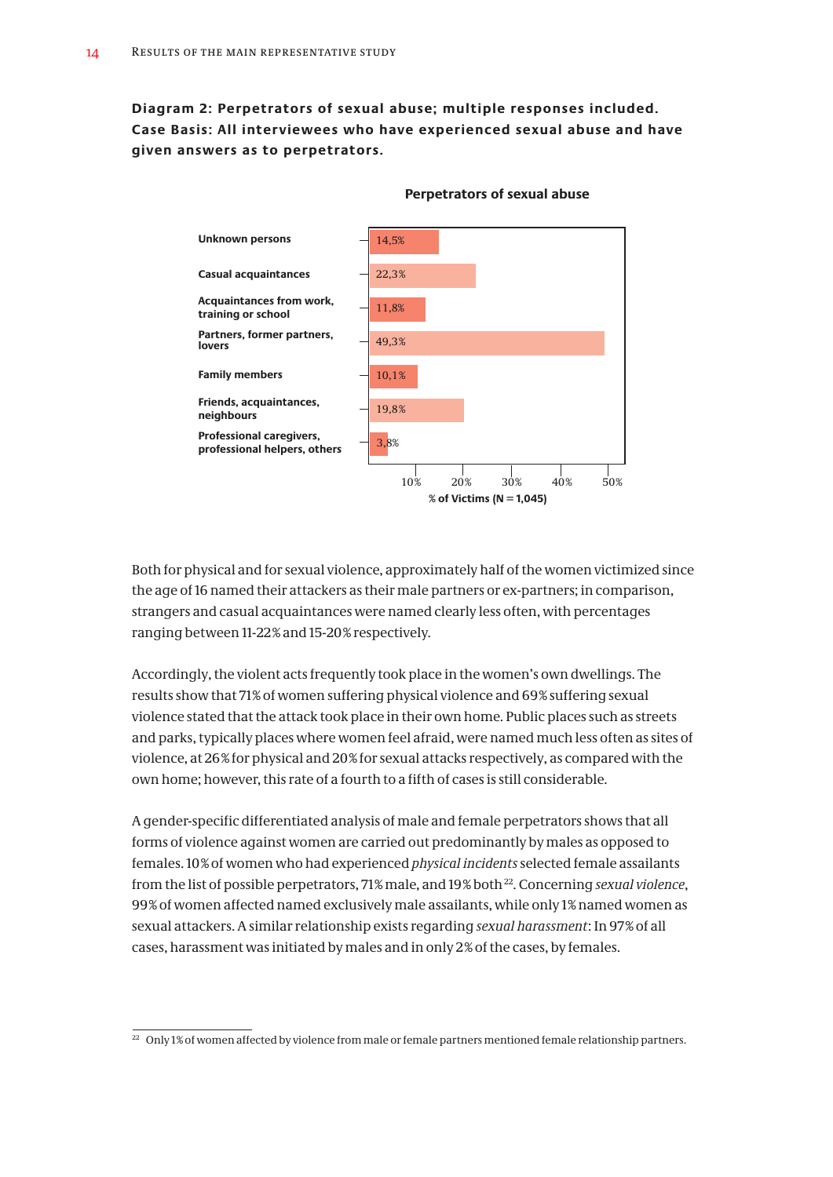**Diagram 2: Perpetrators of sexual abuse; multiple responses included. Case Basis: All interviewees who have experienced sexual abuse and have given answers as to perpetrators.**

**Perpetrators of sexual abuse**

| Perpetrator | % of Victims (N = 1,045) |
|---|---|
| Unknown persons | 14,5% |
| Casual acquaintances | 22,3% |
| Acquaintances from work, training or school | 11,8% |
| Partners, former partners, lovers | 49,3% |
| Family members | 10,1% |
| Friends, acquaintances, neighbours | 19,8% |
| Professional caregivers, professional helpers, others | 3,8% |

Both for physical and for sexual violence, approximately half of the women victimized since the age of 16 named their attackers as their male partners or ex-partners; in comparison, strangers and casual acquaintances were named clearly less often, with percentages ranging between 11-22% and 15-20% respectively.

Accordingly, the violent acts frequently took place in the women's own dwellings. The results show that 71% of women suffering physical violence and 69% suffering sexual violence stated that the attack took place in their own home. Public places such as streets and parks, typically places where women feel afraid, were named much less often as sites of violence, at 26% for physical and 20% for sexual attacks respectively, as compared with the own home; however, this rate of a fourth to a fifth of cases is still considerable.

A gender-specific differentiated analysis of male and female perpetrators shows that all forms of violence against women are carried out predominantly by males as opposed to females. 10% of women who had experienced *physical incidents* selected female assailants from the list of possible perpetrators, 71% male, and 19% both[22]. Concerning *sexual violence*, 99% of women affected named exclusively male assailants, while only 1% named women as sexual attackers. A similar relationship exists regarding *sexual harassment*: In 97% of all cases, harassment was initiated by males and in only 2% of the cases, by females.

[22] Only 1% of women affected by violence from male or female partners mentioned female relationship partners.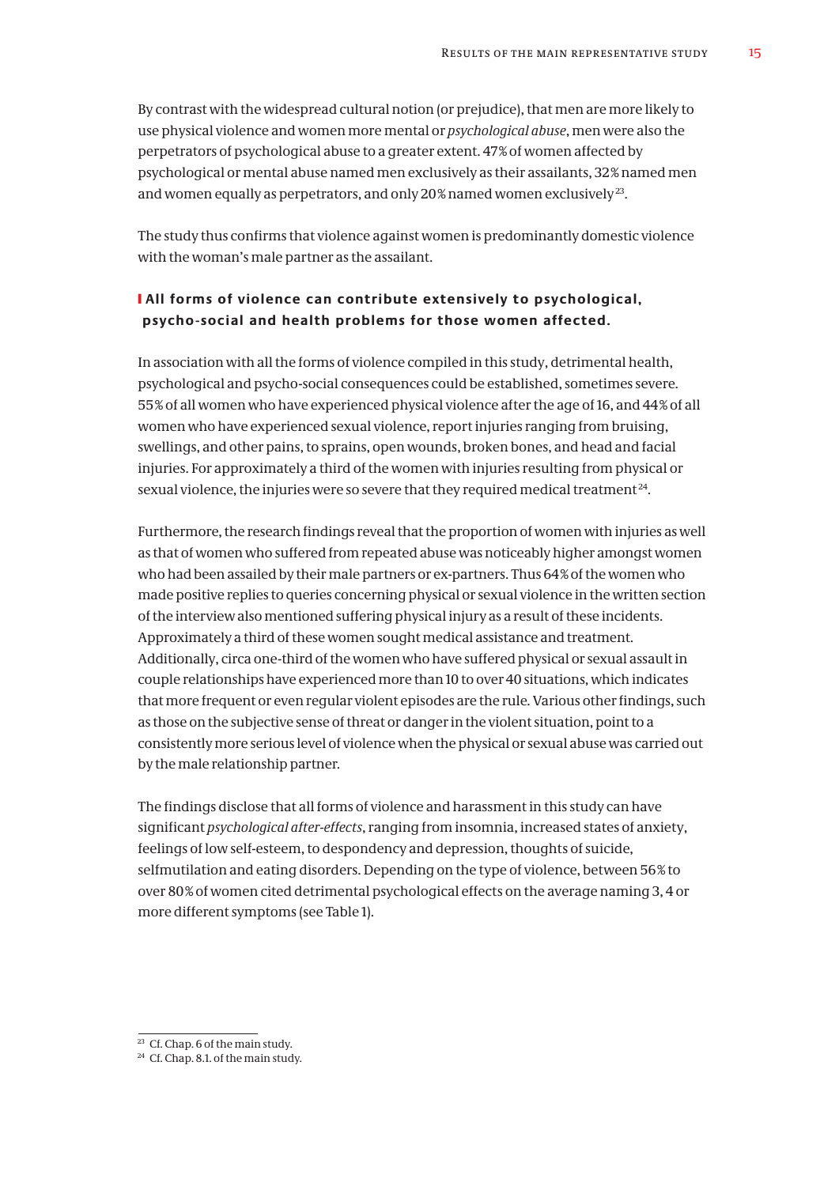By contrast with the widespread cultural notion (or prejudice), that men are more likely to use physical violence and women more mental or *psychological abuse*, men were also the perpetrators of psychological abuse to a greater extent. 47% of women affected by psychological or mental abuse named men exclusively as their assailants, 32% named men and women equally as perpetrators, and only 20% named women exclusively[23].

The study thus confirms that violence against women is predominantly domestic violence with the woman's male partner as the assailant.

### All forms of violence can contribute extensively to psychological, psycho-social and health problems for those women affected.

In association with all the forms of violence compiled in this study, detrimental health, psychological and psycho-social consequences could be established, sometimes severe. 55% of all women who have experienced physical violence after the age of 16, and 44% of all women who have experienced sexual violence, report injuries ranging from bruising, swellings, and other pains, to sprains, open wounds, broken bones, and head and facial injuries. For approximately a third of the women with injuries resulting from physical or sexual violence, the injuries were so severe that they required medical treatment[24].

Furthermore, the research findings reveal that the proportion of women with injuries as well as that of women who suffered from repeated abuse was noticeably higher amongst women who had been assailed by their male partners or ex-partners. Thus 64% of the women who made positive replies to queries concerning physical or sexual violence in the written section of the interview also mentioned suffering physical injury as a result of these incidents. Approximately a third of these women sought medical assistance and treatment. Additionally, circa one-third of the women who have suffered physical or sexual assault in couple relationships have experienced more than 10 to over 40 situations, which indicates that more frequent or even regular violent episodes are the rule. Various other findings, such as those on the subjective sense of threat or danger in the violent situation, point to a consistently more serious level of violence when the physical or sexual abuse was carried out by the male relationship partner.

The findings disclose that all forms of violence and harassment in this study can have significant *psychological after-effects*, ranging from insomnia, increased states of anxiety, feelings of low self-esteem, to despondency and depression, thoughts of suicide, selfmutilation and eating disorders. Depending on the type of violence, between 56% to over 80% of women cited detrimental psychological effects on the average naming 3, 4 or more different symptoms (see Table 1).

---

[23] Cf. Chap. 6 of the main study.

[24] Cf. Chap. 8.1. of the main study.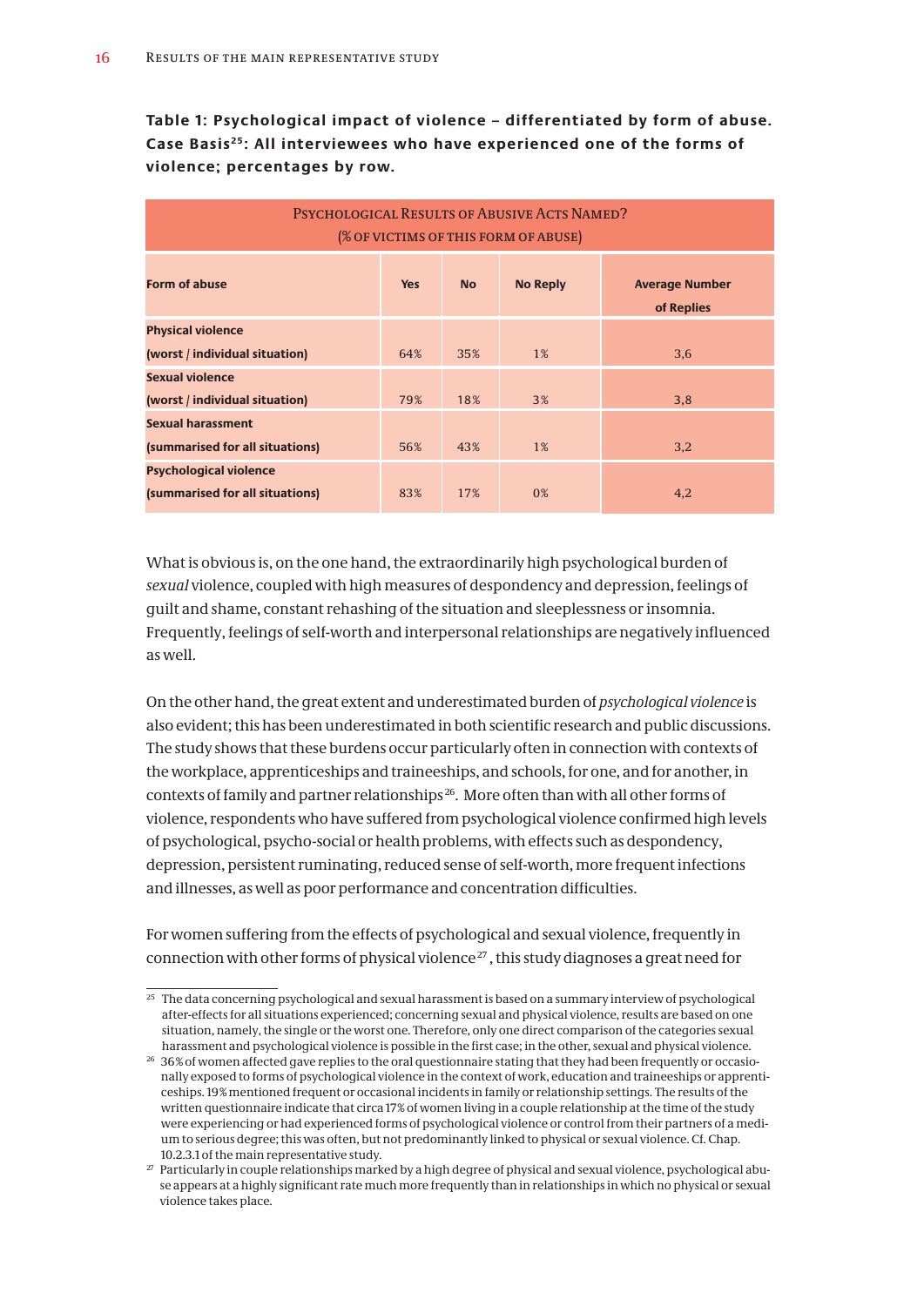**Table 1: Psychological impact of violence – differentiated by form of abuse. Case Basis[25]: All interviewees who have experienced one of the forms of violence; percentages by row.**

| Psychological Results of Abusive Acts Named? (% of victims of this form of abuse) | | | | |
|---|---|---|---|---|
| **Form of abuse** | **Yes** | **No** | **No Reply** | **Average Number of Replies** |
| **Physical violence (worst / individual situation)** | 64% | 35% | 1% | 3,6 |
| **Sexual violence (worst / individual situation)** | 79% | 18% | 3% | 3,8 |
| **Sexual harassment (summarised for all situations)** | 56% | 43% | 1% | 3,2 |
| **Psychological violence (summarised for all situations)** | 83% | 17% | 0% | 4,2 |

What is obvious is, on the one hand, the extraordinarily high psychological burden of *sexual* violence, coupled with high measures of despondency and depression, feelings of guilt and shame, constant rehashing of the situation and sleeplessness or insomnia. Frequently, feelings of self-worth and interpersonal relationships are negatively influenced as well.

On the other hand, the great extent and underestimated burden of *psychological violence* is also evident; this has been underestimated in both scientific research and public discussions. The study shows that these burdens occur particularly often in connection with contexts of the workplace, apprenticeships and traineeships, and schools, for one, and for another, in contexts of family and partner relationships[26]. More often than with all other forms of violence, respondents who have suffered from psychological violence confirmed high levels of psychological, psycho-social or health problems, with effects such as despondency, depression, persistent ruminating, reduced sense of self-worth, more frequent infections and illnesses, as well as poor performance and concentration difficulties.

For women suffering from the effects of psychological and sexual violence, frequently in connection with other forms of physical violence[27], this study diagnoses a great need for

---

[25] The data concerning psychological and sexual harassment is based on a summary interview of psychological after-effects for all situations experienced; concerning sexual and physical violence, results are based on one situation, namely, the single or the worst one. Therefore, only one direct comparison of the categories sexual harassment and psychological violence is possible in the first case; in the other, sexual and physical violence.

[26] 36% of women affected gave replies to the oral questionnaire stating that they had been frequently or occasionally exposed to forms of psychological violence in the context of work, education and traineeships or apprenticeships. 19% mentioned frequent or occasional incidents in family or relationship settings. The results of the written questionnaire indicate that circa 17% of women living in a couple relationship at the time of the study were experiencing or had experienced forms of psychological violence or control from their partners of a medium to serious degree; this was often, but not predominantly linked to physical or sexual violence. Cf. Chap. 10.2.3.1 of the main representative study.

[27] Particularly in couple relationships marked by a high degree of physical and sexual violence, psychological abuse appears at a highly significant rate much more frequently than in relationships in which no physical or sexual violence takes place.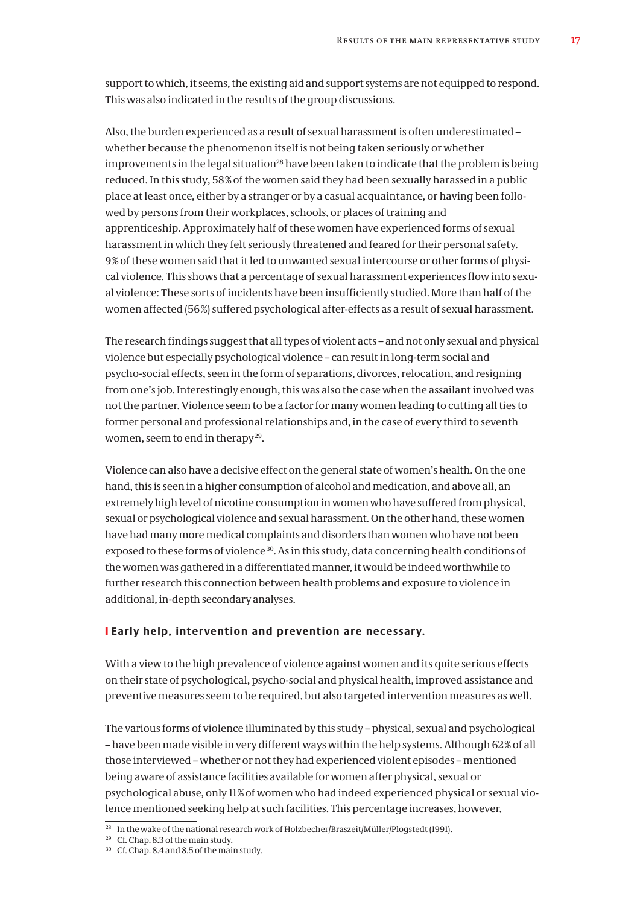support to which, it seems, the existing aid and support systems are not equipped to respond. This was also indicated in the results of the group discussions.

Also, the burden experienced as a result of sexual harassment is often underestimated – whether because the phenomenon itself is not being taken seriously or whether improvements in the legal situation[28] have been taken to indicate that the problem is being reduced. In this study, 58% of the women said they had been sexually harassed in a public place at least once, either by a stranger or by a casual acquaintance, or having been followed by persons from their workplaces, schools, or places of training and apprenticeship. Approximately half of these women have experienced forms of sexual harassment in which they felt seriously threatened and feared for their personal safety. 9% of these women said that it led to unwanted sexual intercourse or other forms of physical violence. This shows that a percentage of sexual harassment experiences flow into sexual violence: These sorts of incidents have been insufficiently studied. More than half of the women affected (56%) suffered psychological after-effects as a result of sexual harassment.

The research findings suggest that all types of violent acts – and not only sexual and physical violence but especially psychological violence – can result in long-term social and psycho-social effects, seen in the form of separations, divorces, relocation, and resigning from one's job. Interestingly enough, this was also the case when the assailant involved was not the partner. Violence seem to be a factor for many women leading to cutting all ties to former personal and professional relationships and, in the case of every third to seventh women, seem to end in therapy[29].

Violence can also have a decisive effect on the general state of women's health. On the one hand, this is seen in a higher consumption of alcohol and medication, and above all, an extremely high level of nicotine consumption in women who have suffered from physical, sexual or psychological violence and sexual harassment. On the other hand, these women have had many more medical complaints and disorders than women who have not been exposed to these forms of violence[30]. As in this study, data concerning health conditions of the women was gathered in a differentiated manner, it would be indeed worthwhile to further research this connection between health problems and exposure to violence in additional, in-depth secondary analyses.

**Early help, intervention and prevention are necessary.**

With a view to the high prevalence of violence against women and its quite serious effects on their state of psychological, psycho-social and physical health, improved assistance and preventive measures seem to be required, but also targeted intervention measures as well.

The various forms of violence illuminated by this study – physical, sexual and psychological – have been made visible in very different ways within the help systems. Although 62% of all those interviewed – whether or not they had experienced violent episodes – mentioned being aware of assistance facilities available for women after physical, sexual or psychological abuse, only 11% of women who had indeed experienced physical or sexual violence mentioned seeking help at such facilities. This percentage increases, however,

---

[28] In the wake of the national research work of Holzbecher/Braszeit/Müller/Plogstedt (1991).

[29] Cf. Chap. 8.3 of the main study.

[30] Cf. Chap. 8.4 and 8.5 of the main study.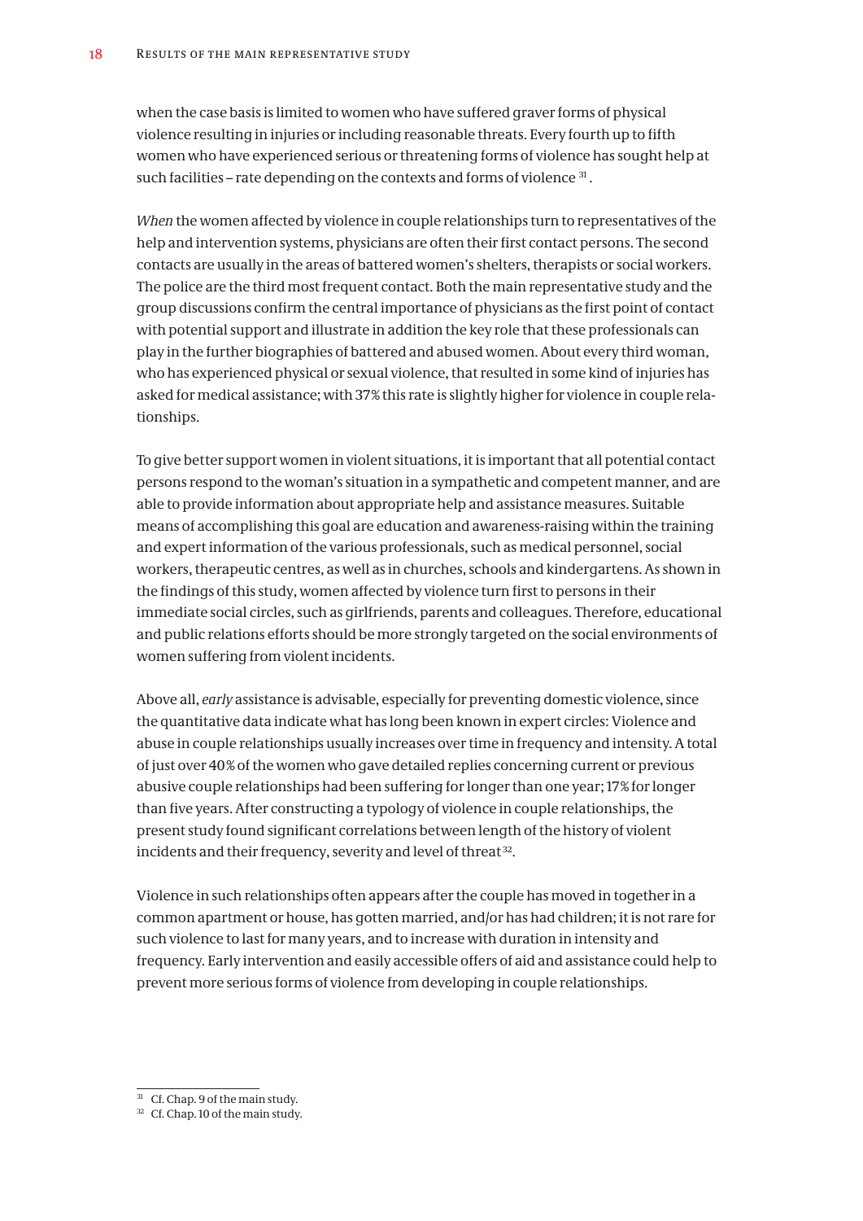when the case basis is limited to women who have suffered graver forms of physical violence resulting in injuries or including reasonable threats. Every fourth up to fifth women who have experienced serious or threatening forms of violence has sought help at such facilities – rate depending on the contexts and forms of violence [31].

*When* the women affected by violence in couple relationships turn to representatives of the help and intervention systems, physicians are often their first contact persons. The second contacts are usually in the areas of battered women's shelters, therapists or social workers. The police are the third most frequent contact. Both the main representative study and the group discussions confirm the central importance of physicians as the first point of contact with potential support and illustrate in addition the key role that these professionals can play in the further biographies of battered and abused women. About every third woman, who has experienced physical or sexual violence, that resulted in some kind of injuries has asked for medical assistance; with 37% this rate is slightly higher for violence in couple relationships.

To give better support women in violent situations, it is important that all potential contact persons respond to the woman's situation in a sympathetic and competent manner, and are able to provide information about appropriate help and assistance measures. Suitable means of accomplishing this goal are education and awareness-raising within the training and expert information of the various professionals, such as medical personnel, social workers, therapeutic centres, as well as in churches, schools and kindergartens. As shown in the findings of this study, women affected by violence turn first to persons in their immediate social circles, such as girlfriends, parents and colleagues. Therefore, educational and public relations efforts should be more strongly targeted on the social environments of women suffering from violent incidents.

Above all, *early* assistance is advisable, especially for preventing domestic violence, since the quantitative data indicate what has long been known in expert circles: Violence and abuse in couple relationships usually increases over time in frequency and intensity. A total of just over 40% of the women who gave detailed replies concerning current or previous abusive couple relationships had been suffering for longer than one year; 17% for longer than five years. After constructing a typology of violence in couple relationships, the present study found significant correlations between length of the history of violent incidents and their frequency, severity and level of threat [32].

Violence in such relationships often appears after the couple has moved in together in a common apartment or house, has gotten married, and/or has had children; it is not rare for such violence to last for many years, and to increase with duration in intensity and frequency. Early intervention and easily accessible offers of aid and assistance could help to prevent more serious forms of violence from developing in couple relationships.

[31] Cf. Chap. 9 of the main study.

[32] Cf. Chap. 10 of the main study.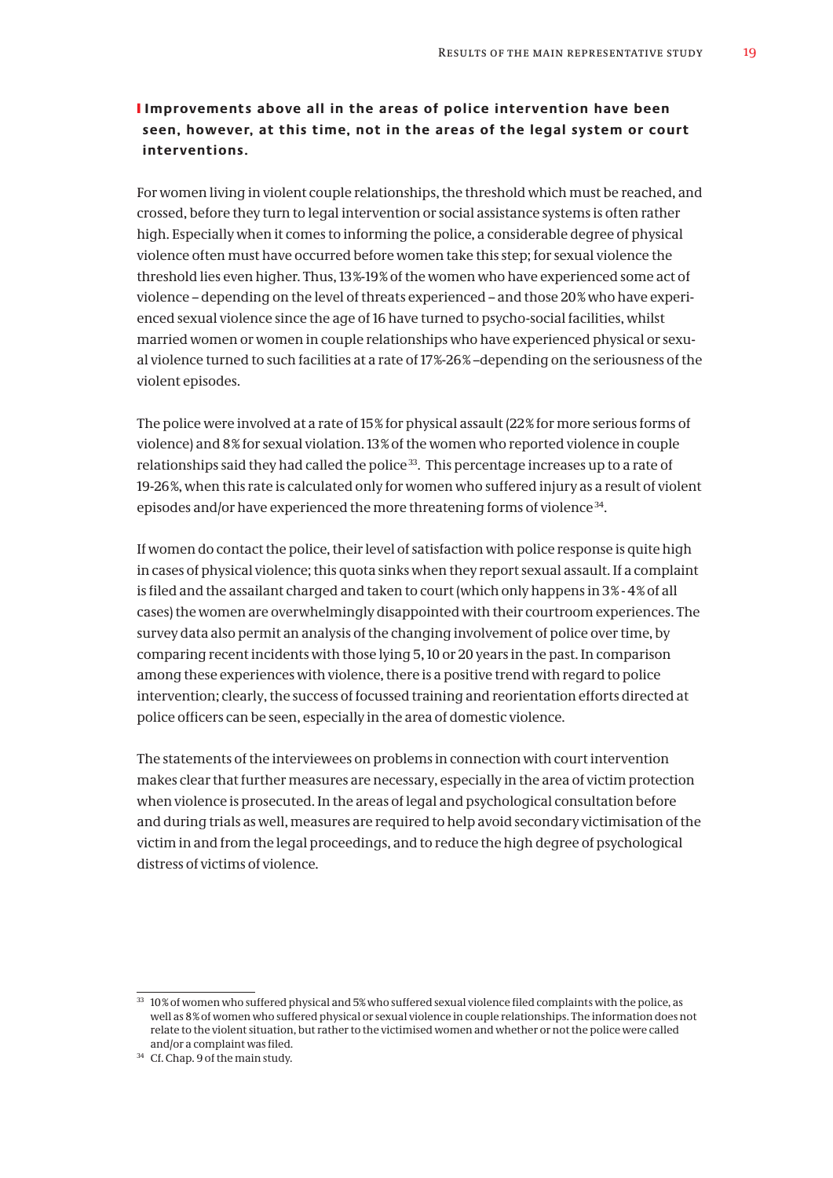**Improvements above all in the areas of police intervention have been seen, however, at this time, not in the areas of the legal system or court interventions.**

For women living in violent couple relationships, the threshold which must be reached, and crossed, before they turn to legal intervention or social assistance systems is often rather high. Especially when it comes to informing the police, a considerable degree of physical violence often must have occurred before women take this step; for sexual violence the threshold lies even higher. Thus, 13%-19% of the women who have experienced some act of violence – depending on the level of threats experienced – and those 20% who have experienced sexual violence since the age of 16 have turned to psycho-social facilities, whilst married women or women in couple relationships who have experienced physical or sexual violence turned to such facilities at a rate of 17%-26% –depending on the seriousness of the violent episodes.

The police were involved at a rate of 15% for physical assault (22% for more serious forms of violence) and 8% for sexual violation. 13% of the women who reported violence in couple relationships said they had called the police[33]. This percentage increases up to a rate of 19-26%, when this rate is calculated only for women who suffered injury as a result of violent episodes and/or have experienced the more threatening forms of violence[34].

If women do contact the police, their level of satisfaction with police response is quite high in cases of physical violence; this quota sinks when they report sexual assault. If a complaint is filed and the assailant charged and taken to court (which only happens in 3%-4% of all cases) the women are overwhelmingly disappointed with their courtroom experiences. The survey data also permit an analysis of the changing involvement of police over time, by comparing recent incidents with those lying 5, 10 or 20 years in the past. In comparison among these experiences with violence, there is a positive trend with regard to police intervention; clearly, the success of focussed training and reorientation efforts directed at police officers can be seen, especially in the area of domestic violence.

The statements of the interviewees on problems in connection with court intervention makes clear that further measures are necessary, especially in the area of victim protection when violence is prosecuted. In the areas of legal and psychological consultation before and during trials as well, measures are required to help avoid secondary victimisation of the victim in and from the legal proceedings, and to reduce the high degree of psychological distress of victims of violence.

---

[33] 10% of women who suffered physical and 5% who suffered sexual violence filed complaints with the police, as well as 8% of women who suffered physical or sexual violence in couple relationships. The information does not relate to the violent situation, but rather to the victimised women and whether or not the police were called and/or a complaint was filed.

[34] Cf. Chap. 9 of the main study.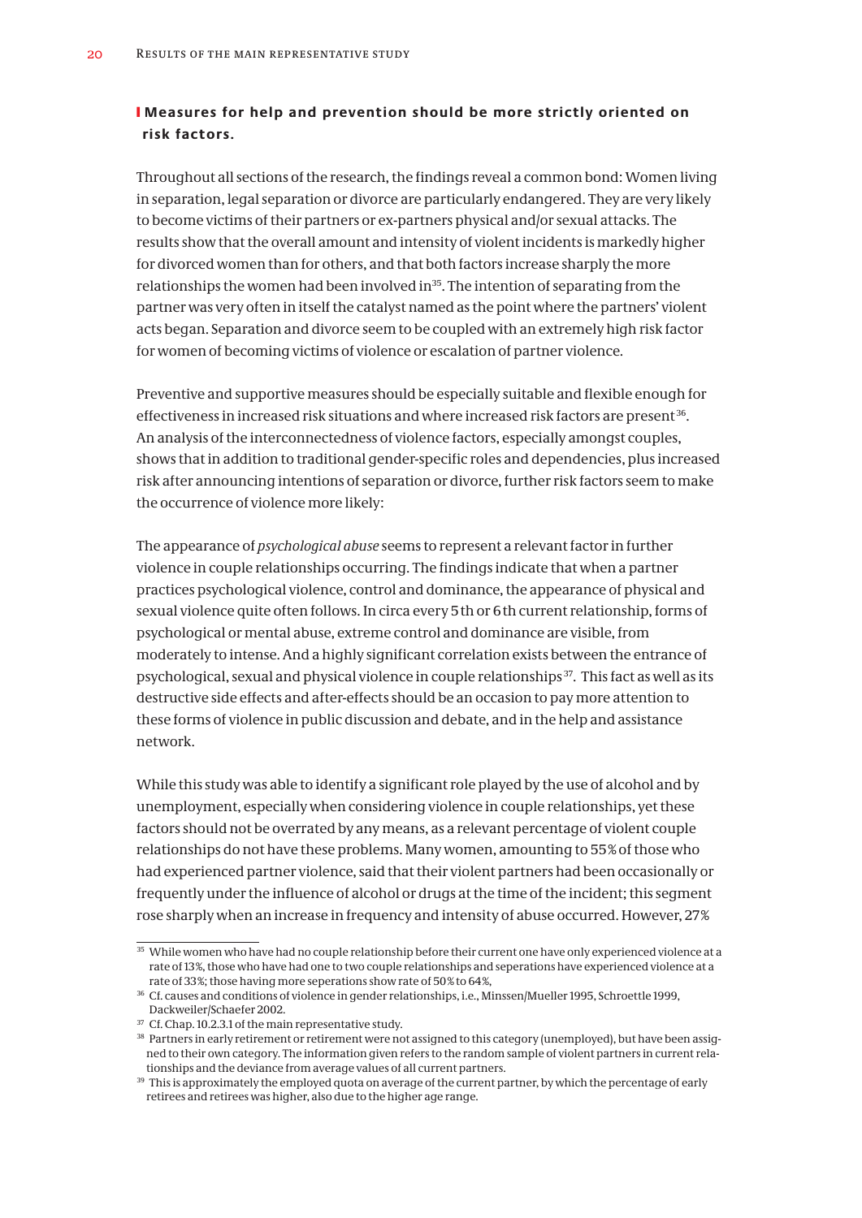## Measures for help and prevention should be more strictly oriented on risk factors.

Throughout all sections of the research, the findings reveal a common bond: Women living in separation, legal separation or divorce are particularly endangered. They are very likely to become victims of their partners or ex-partners physical and/or sexual attacks. The results show that the overall amount and intensity of violent incidents is markedly higher for divorced women than for others, and that both factors increase sharply the more relationships the women had been involved in[35]. The intention of separating from the partner was very often in itself the catalyst named as the point where the partners' violent acts began. Separation and divorce seem to be coupled with an extremely high risk factor for women of becoming victims of violence or escalation of partner violence.

Preventive and supportive measures should be especially suitable and flexible enough for effectiveness in increased risk situations and where increased risk factors are present[36]. An analysis of the interconnectedness of violence factors, especially amongst couples, shows that in addition to traditional gender-specific roles and dependencies, plus increased risk after announcing intentions of separation or divorce, further risk factors seem to make the occurrence of violence more likely:

The appearance of *psychological abuse* seems to represent a relevant factor in further violence in couple relationships occurring. The findings indicate that when a partner practices psychological violence, control and dominance, the appearance of physical and sexual violence quite often follows. In circa every 5 th or 6 th current relationship, forms of psychological or mental abuse, extreme control and dominance are visible, from moderately to intense. And a highly significant correlation exists between the entrance of psychological, sexual and physical violence in couple relationships[37]. This fact as well as its destructive side effects and after-effects should be an occasion to pay more attention to these forms of violence in public discussion and debate, and in the help and assistance network.

While this study was able to identify a significant role played by the use of alcohol and by unemployment, especially when considering violence in couple relationships, yet these factors should not be overrated by any means, as a relevant percentage of violent couple relationships do not have these problems. Many women, amounting to 55% of those who had experienced partner violence, said that their violent partners had been occasionally or frequently under the influence of alcohol or drugs at the time of the incident; this segment rose sharply when an increase in frequency and intensity of abuse occurred. However, 27%

---

[35] While women who have had no couple relationship before their current one have only experienced violence at a rate of 13%, those who have had one to two couple relationships and seperations have experienced violence at a rate of 33%; those having more seperations show rate of 50% to 64%,

[36] Cf. causes and conditions of violence in gender relationships, i.e., Minssen/Mueller 1995, Schroettle 1999, Dackweiler/Schaefer 2002.

[37] Cf. Chap. 10.2.3.1 of the main representative study.

[38] Partners in early retirement or retirement were not assigned to this category (unemployed), but have been assigned to their own category. The information given refers to the random sample of violent partners in current relationships and the deviance from average values of all current partners.

[39] This is approximately the employed quota on average of the current partner, by which the percentage of early retirees and retirees was higher, also due to the higher age range.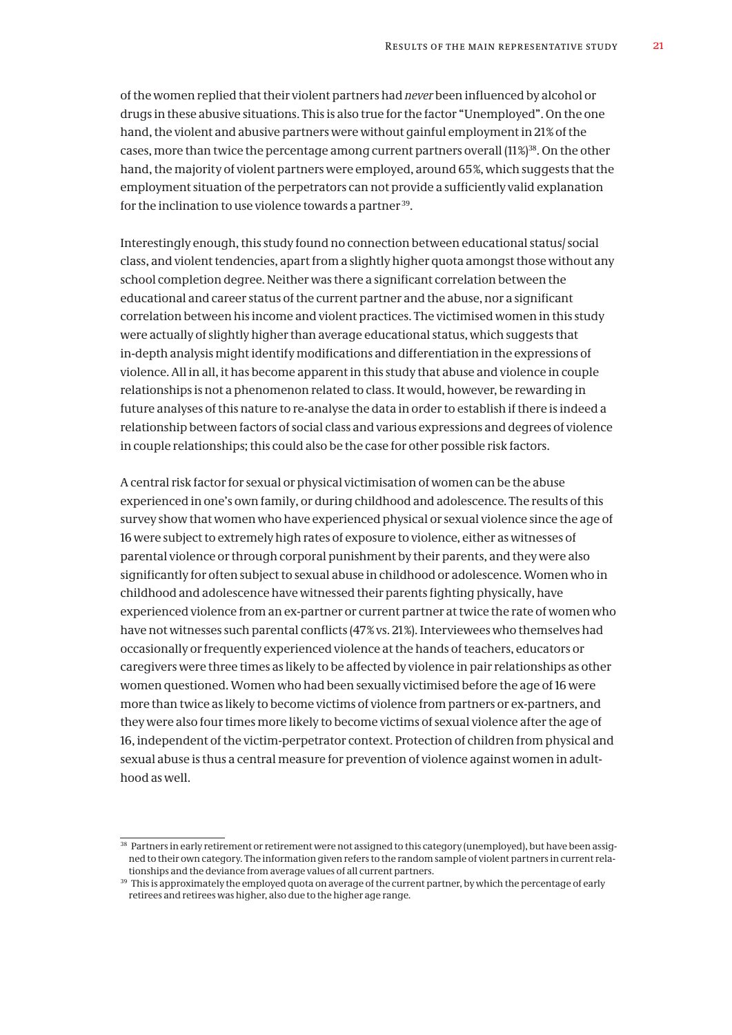of the women replied that their violent partners had *never* been influenced by alcohol or drugs in these abusive situations. This is also true for the factor "Unemployed". On the one hand, the violent and abusive partners were without gainful employment in 21% of the cases, more than twice the percentage among current partners overall (11%)[38]. On the other hand, the majority of violent partners were employed, around 65%, which suggests that the employment situation of the perpetrators can not provide a sufficiently valid explanation for the inclination to use violence towards a partner[39].

Interestingly enough, this study found no connection between educational status/ social class, and violent tendencies, apart from a slightly higher quota amongst those without any school completion degree. Neither was there a significant correlation between the educational and career status of the current partner and the abuse, nor a significant correlation between his income and violent practices. The victimised women in this study were actually of slightly higher than average educational status, which suggests that in-depth analysis might identify modifications and differentiation in the expressions of violence. All in all, it has become apparent in this study that abuse and violence in couple relationships is not a phenomenon related to class. It would, however, be rewarding in future analyses of this nature to re-analyse the data in order to establish if there is indeed a relationship between factors of social class and various expressions and degrees of violence in couple relationships; this could also be the case for other possible risk factors.

A central risk factor for sexual or physical victimisation of women can be the abuse experienced in one's own family, or during childhood and adolescence. The results of this survey show that women who have experienced physical or sexual violence since the age of 16 were subject to extremely high rates of exposure to violence, either as witnesses of parental violence or through corporal punishment by their parents, and they were also significantly for often subject to sexual abuse in childhood or adolescence. Women who in childhood and adolescence have witnessed their parents fighting physically, have experienced violence from an ex-partner or current partner at twice the rate of women who have not witnesses such parental conflicts (47% vs. 21%). Interviewees who themselves had occasionally or frequently experienced violence at the hands of teachers, educators or caregivers were three times as likely to be affected by violence in pair relationships as other women questioned. Women who had been sexually victimised before the age of 16 were more than twice as likely to become victims of violence from partners or ex-partners, and they were also four times more likely to become victims of sexual violence after the age of 16, independent of the victim-perpetrator context. Protection of children from physical and sexual abuse is thus a central measure for prevention of violence against women in adulthood as well.

---

[38] Partners in early retirement or retirement were not assigned to this category (unemployed), but have been assigned to their own category. The information given refers to the random sample of violent partners in current relationships and the deviance from average values of all current partners.

[39] This is approximately the employed quota on average of the current partner, by which the percentage of early retirees and retirees was higher, also due to the higher age range.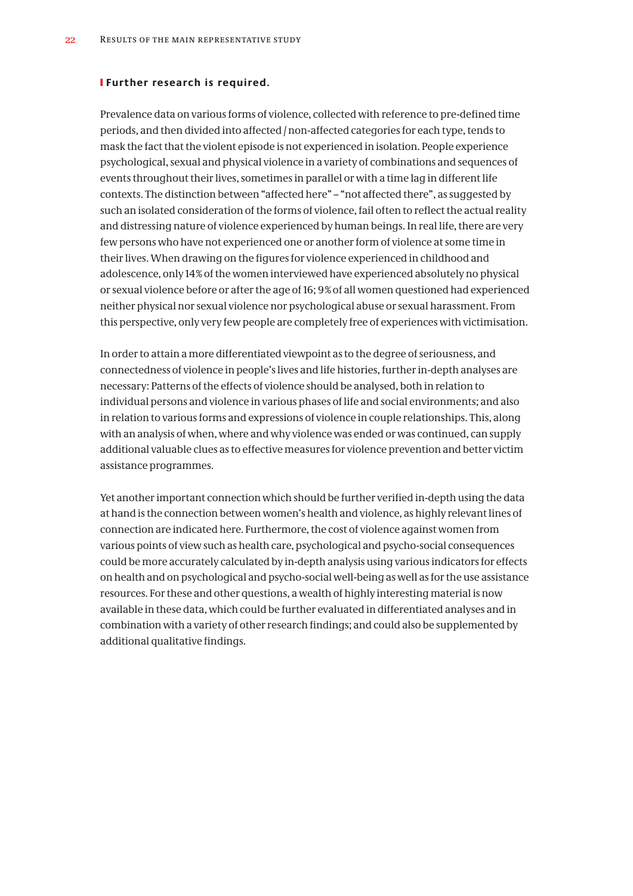**Further research is required.**

Prevalence data on various forms of violence, collected with reference to pre-defined time periods, and then divided into affected / non-affected categories for each type, tends to mask the fact that the violent episode is not experienced in isolation. People experience psychological, sexual and physical violence in a variety of combinations and sequences of events throughout their lives, sometimes in parallel or with a time lag in different life contexts. The distinction between "affected here" – "not affected there", as suggested by such an isolated consideration of the forms of violence, fail often to reflect the actual reality and distressing nature of violence experienced by human beings. In real life, there are very few persons who have not experienced one or another form of violence at some time in their lives. When drawing on the figures for violence experienced in childhood and adolescence, only 14% of the women interviewed have experienced absolutely no physical or sexual violence before or after the age of 16; 9% of all women questioned had experienced neither physical nor sexual violence nor psychological abuse or sexual harassment. From this perspective, only very few people are completely free of experiences with victimisation.

In order to attain a more differentiated viewpoint as to the degree of seriousness, and connectedness of violence in people's lives and life histories, further in-depth analyses are necessary: Patterns of the effects of violence should be analysed, both in relation to individual persons and violence in various phases of life and social environments; and also in relation to various forms and expressions of violence in couple relationships. This, along with an analysis of when, where and why violence was ended or was continued, can supply additional valuable clues as to effective measures for violence prevention and better victim assistance programmes.

Yet another important connection which should be further verified in-depth using the data at hand is the connection between women's health and violence, as highly relevant lines of connection are indicated here. Furthermore, the cost of violence against women from various points of view such as health care, psychological and psycho-social consequences could be more accurately calculated by in-depth analysis using various indicators for effects on health and on psychological and psycho-social well-being as well as for the use assistance resources. For these and other questions, a wealth of highly interesting material is now available in these data, which could be further evaluated in differentiated analyses and in combination with a variety of other research findings; and could also be supplemented by additional qualitative findings.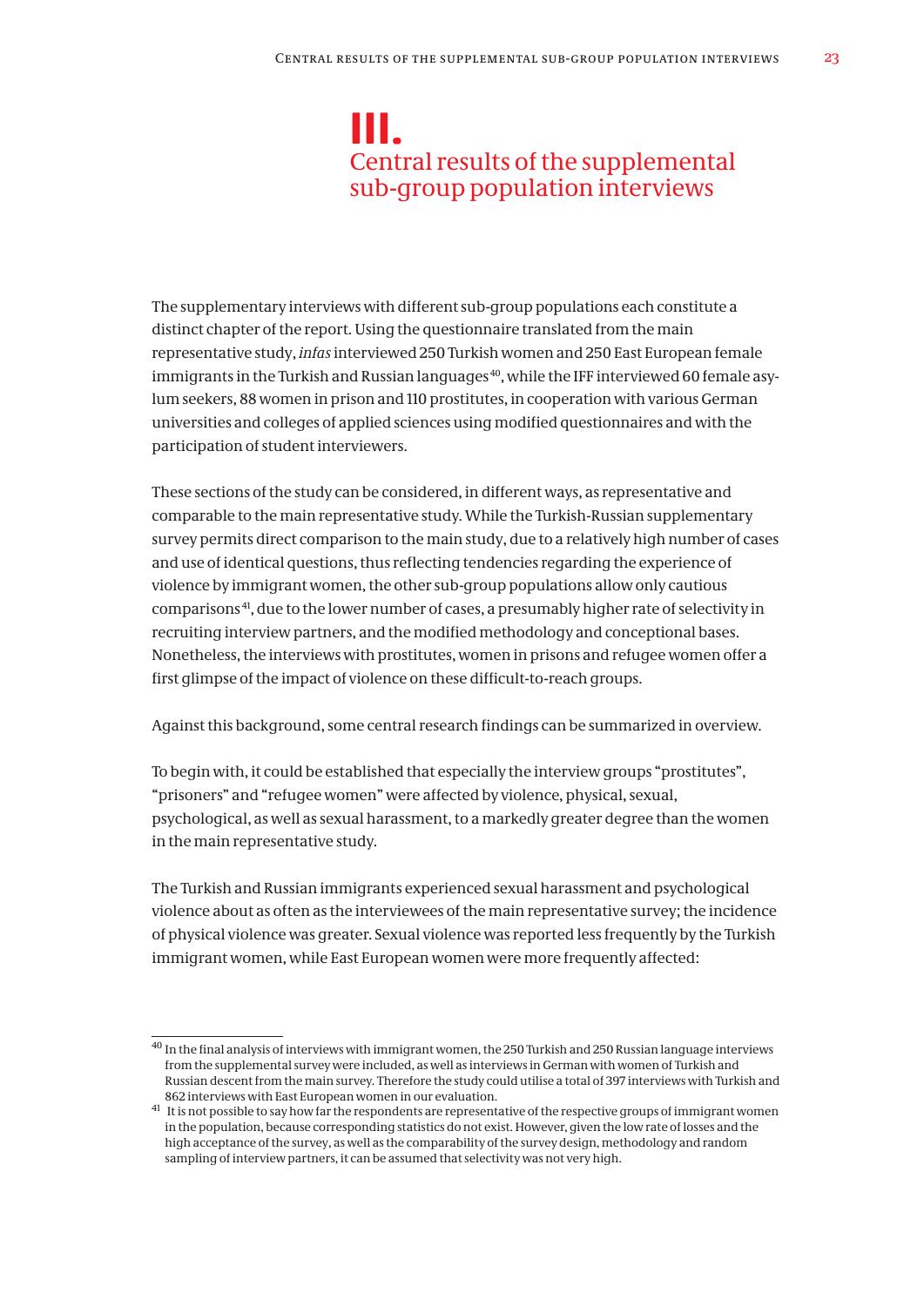# III. Central results of the supplemental sub-group population interviews

The supplementary interviews with different sub-group populations each constitute a distinct chapter of the report. Using the questionnaire translated from the main representative study, *infas* interviewed 250 Turkish women and 250 East European female immigrants in the Turkish and Russian languages[40], while the IFF interviewed 60 female asylum seekers, 88 women in prison and 110 prostitutes, in cooperation with various German universities and colleges of applied sciences using modified questionnaires and with the participation of student interviewers.

These sections of the study can be considered, in different ways, as representative and comparable to the main representative study. While the Turkish-Russian supplementary survey permits direct comparison to the main study, due to a relatively high number of cases and use of identical questions, thus reflecting tendencies regarding the experience of violence by immigrant women, the other sub-group populations allow only cautious comparisons[41], due to the lower number of cases, a presumably higher rate of selectivity in recruiting interview partners, and the modified methodology and conceptional bases. Nonetheless, the interviews with prostitutes, women in prisons and refugee women offer a first glimpse of the impact of violence on these difficult-to-reach groups.

Against this background, some central research findings can be summarized in overview.

To begin with, it could be established that especially the interview groups "prostitutes", "prisoners" and "refugee women" were affected by violence, physical, sexual, psychological, as well as sexual harassment, to a markedly greater degree than the women in the main representative study.

The Turkish and Russian immigrants experienced sexual harassment and psychological violence about as often as the interviewees of the main representative survey; the incidence of physical violence was greater. Sexual violence was reported less frequently by the Turkish immigrant women, while East European women were more frequently affected:

---

[40] In the final analysis of interviews with immigrant women, the 250 Turkish and 250 Russian language interviews from the supplemental survey were included, as well as interviews in German with women of Turkish and Russian descent from the main survey. Therefore the study could utilise a total of 397 interviews with Turkish and 862 interviews with East European women in our evaluation.

[41] It is not possible to say how far the respondents are representative of the respective groups of immigrant women in the population, because corresponding statistics do not exist. However, given the low rate of losses and the high acceptance of the survey, as well as the comparability of the survey design, methodology and random sampling of interview partners, it can be assumed that selectivity was not very high.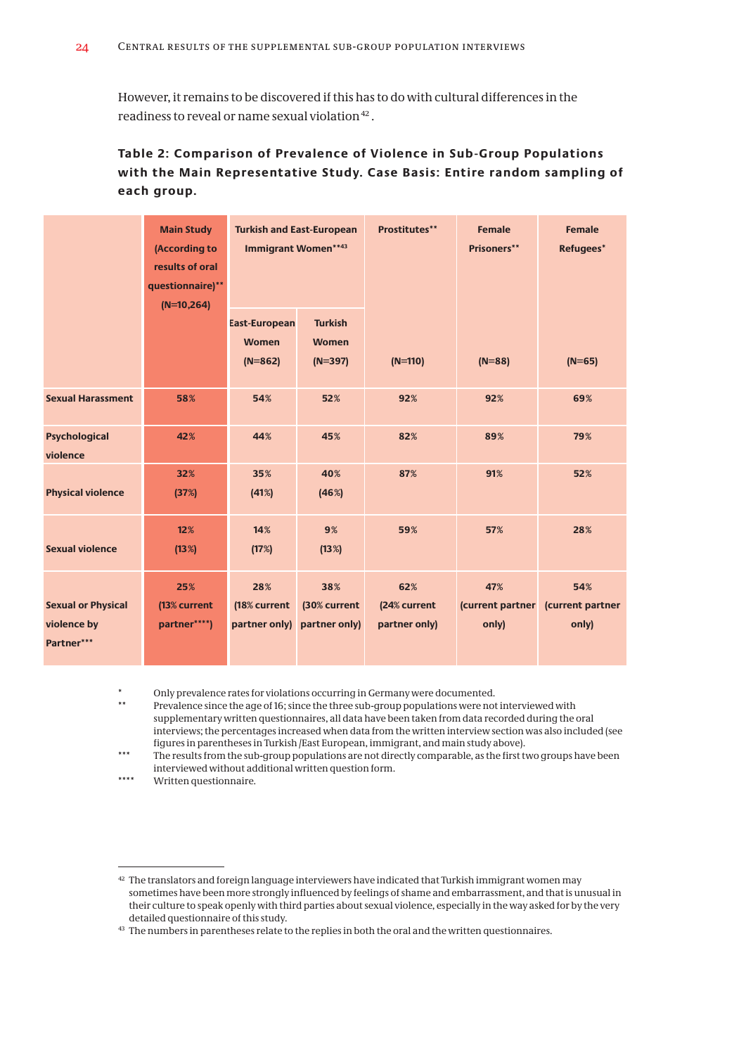However, it remains to be discovered if this has to do with cultural differences in the readiness to reveal or name sexual violation[42].

**Table 2: Comparison of Prevalence of Violence in Sub-Group Populations with the Main Representative Study. Case Basis: Entire random sampling of each group.**

| | Main Study (According to results of oral questionnaire)** (N=10,264) | Turkish and East-European Immigrant Women**[43] | | Prostitutes** | Female Prisoners** | Female Refugees* |
|---|---|---|---|---|---|---|
| | | East-European Women (N=862) | Turkish Women (N=397) | (N=110) | (N=88) | (N=65) |
| **Sexual Harassment** | 58% | 54% | 52% | 92% | 92% | 69% |
| **Psychological violence** | 42% | 44% | 45% | 82% | 89% | 79% |
| **Physical violence** | 32% (37%) | 35% (41%) | 40% (46%) | 87% | 91% | 52% |
| **Sexual violence** | 12% (13%) | 14% (17%) | 9% (13%) | 59% | 57% | 28% |
| **Sexual or Physical violence by Partner***** | 25% (13% current partner****) | 28% (18% current partner only) | 38% (30% current partner only) | 62% (24% current partner only) | 47% (current partner only) | 54% (current partner only) |

\* Only prevalence rates for violations occurring in Germany were documented.

\*\* Prevalence since the age of 16; since the three sub-group populations were not interviewed with supplementary written questionnaires, all data have been taken from data recorded during the oral interviews; the percentages increased when data from the written interview section was also included (see figures in parentheses in Turkish /East European, immigrant, and main study above).

\*\*\* The results from the sub-group populations are not directly comparable, as the first two groups have been interviewed without additional written question form.

\*\*\*\* Written questionnaire.

[42] The translators and foreign language interviewers have indicated that Turkish immigrant women may sometimes have been more strongly influenced by feelings of shame and embarrassment, and that is unusual in their culture to speak openly with third parties about sexual violence, especially in the way asked for by the very detailed questionnaire of this study.

[43] The numbers in parentheses relate to the replies in both the oral and the written questionnaires.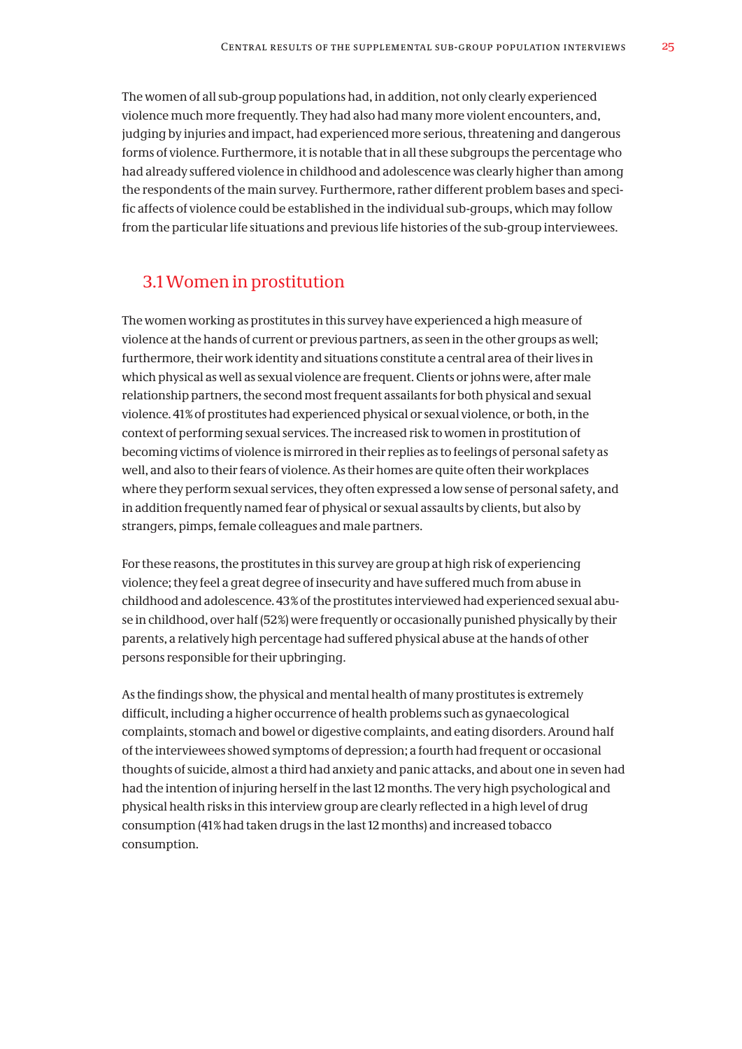The women of all sub-group populations had, in addition, not only clearly experienced violence much more frequently. They had also had many more violent encounters, and, judging by injuries and impact, had experienced more serious, threatening and dangerous forms of violence. Furthermore, it is notable that in all these subgroups the percentage who had already suffered violence in childhood and adolescence was clearly higher than among the respondents of the main survey. Furthermore, rather different problem bases and specific affects of violence could be established in the individual sub-groups, which may follow from the particular life situations and previous life histories of the sub-group interviewees.

## 3.1 Women in prostitution

The women working as prostitutes in this survey have experienced a high measure of violence at the hands of current or previous partners, as seen in the other groups as well; furthermore, their work identity and situations constitute a central area of their lives in which physical as well as sexual violence are frequent. Clients or johns were, after male relationship partners, the second most frequent assailants for both physical and sexual violence. 41% of prostitutes had experienced physical or sexual violence, or both, in the context of performing sexual services. The increased risk to women in prostitution of becoming victims of violence is mirrored in their replies as to feelings of personal safety as well, and also to their fears of violence. As their homes are quite often their workplaces where they perform sexual services, they often expressed a low sense of personal safety, and in addition frequently named fear of physical or sexual assaults by clients, but also by strangers, pimps, female colleagues and male partners.

For these reasons, the prostitutes in this survey are group at high risk of experiencing violence; they feel a great degree of insecurity and have suffered much from abuse in childhood and adolescence. 43% of the prostitutes interviewed had experienced sexual abuse in childhood, over half (52%) were frequently or occasionally punished physically by their parents, a relatively high percentage had suffered physical abuse at the hands of other persons responsible for their upbringing.

As the findings show, the physical and mental health of many prostitutes is extremely difficult, including a higher occurrence of health problems such as gynaecological complaints, stomach and bowel or digestive complaints, and eating disorders. Around half of the interviewees showed symptoms of depression; a fourth had frequent or occasional thoughts of suicide, almost a third had anxiety and panic attacks, and about one in seven had had the intention of injuring herself in the last 12 months. The very high psychological and physical health risks in this interview group are clearly reflected in a high level of drug consumption (41% had taken drugs in the last 12 months) and increased tobacco consumption.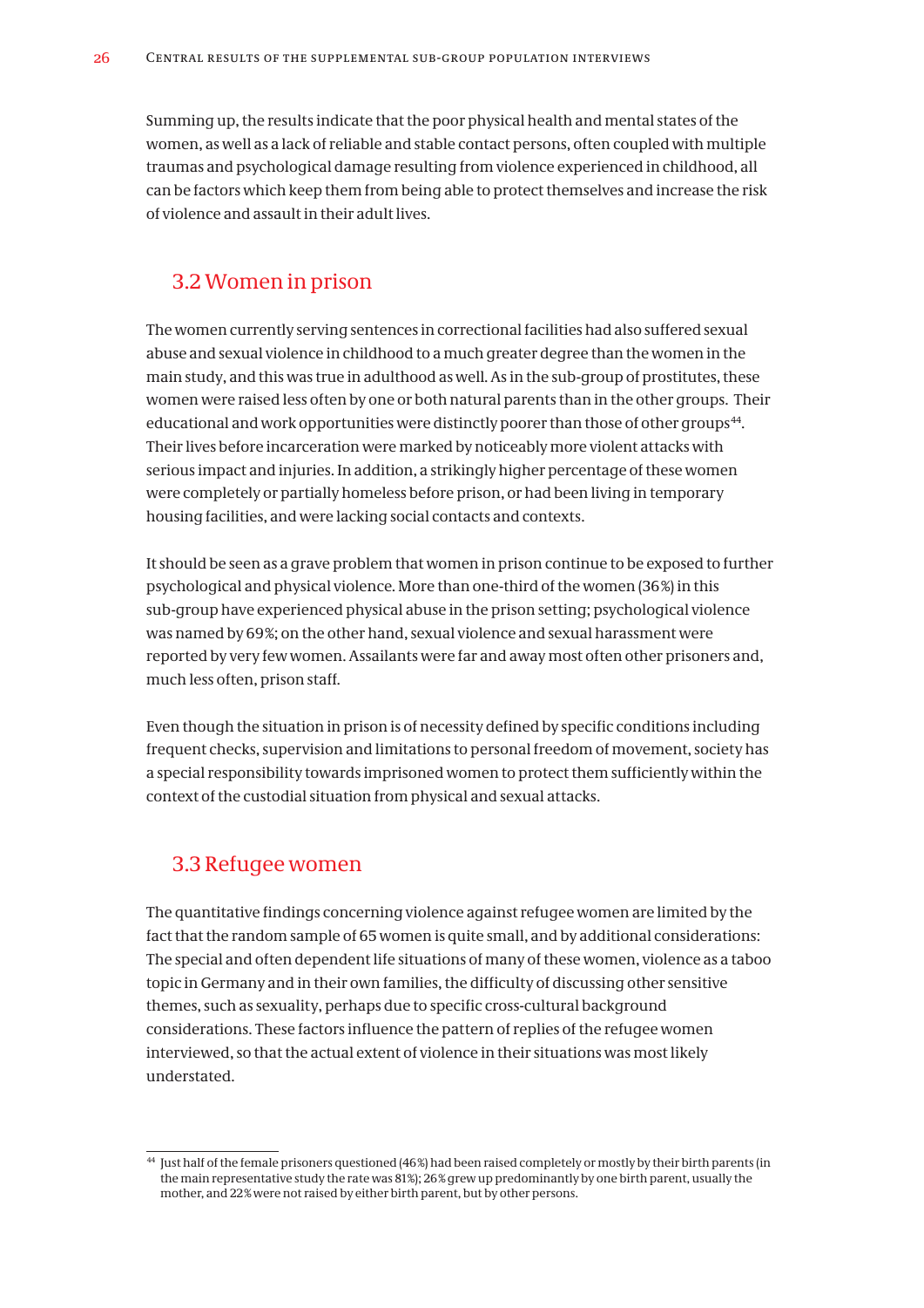Summing up, the results indicate that the poor physical health and mental states of the women, as well as a lack of reliable and stable contact persons, often coupled with multiple traumas and psychological damage resulting from violence experienced in childhood, all can be factors which keep them from being able to protect themselves and increase the risk of violence and assault in their adult lives.

## 3.2 Women in prison

The women currently serving sentences in correctional facilities had also suffered sexual abuse and sexual violence in childhood to a much greater degree than the women in the main study, and this was true in adulthood as well. As in the sub-group of prostitutes, these women were raised less often by one or both natural parents than in the other groups. Their educational and work opportunities were distinctly poorer than those of other groups[44]. Their lives before incarceration were marked by noticeably more violent attacks with serious impact and injuries. In addition, a strikingly higher percentage of these women were completely or partially homeless before prison, or had been living in temporary housing facilities, and were lacking social contacts and contexts.

It should be seen as a grave problem that women in prison continue to be exposed to further psychological and physical violence. More than one-third of the women (36%) in this sub-group have experienced physical abuse in the prison setting; psychological violence was named by 69%; on the other hand, sexual violence and sexual harassment were reported by very few women. Assailants were far and away most often other prisoners and, much less often, prison staff.

Even though the situation in prison is of necessity defined by specific conditions including frequent checks, supervision and limitations to personal freedom of movement, society has a special responsibility towards imprisoned women to protect them sufficiently within the context of the custodial situation from physical and sexual attacks.

## 3.3 Refugee women

The quantitative findings concerning violence against refugee women are limited by the fact that the random sample of 65 women is quite small, and by additional considerations: The special and often dependent life situations of many of these women, violence as a taboo topic in Germany and in their own families, the difficulty of discussing other sensitive themes, such as sexuality, perhaps due to specific cross-cultural background considerations. These factors influence the pattern of replies of the refugee women interviewed, so that the actual extent of violence in their situations was most likely understated.

---

[44] Just half of the female prisoners questioned (46%) had been raised completely or mostly by their birth parents (in the main representative study the rate was 81%); 26% grew up predominantly by one birth parent, usually the mother, and 22% were not raised by either birth parent, but by other persons.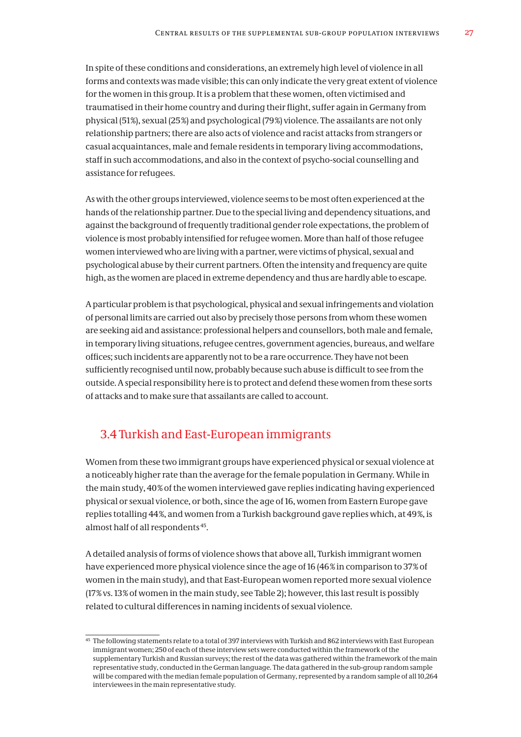In spite of these conditions and considerations, an extremely high level of violence in all forms and contexts was made visible; this can only indicate the very great extent of violence for the women in this group. It is a problem that these women, often victimised and traumatised in their home country and during their flight, suffer again in Germany from physical (51%), sexual (25%) and psychological (79%) violence. The assailants are not only relationship partners; there are also acts of violence and racist attacks from strangers or casual acquaintances, male and female residents in temporary living accommodations, staff in such accommodations, and also in the context of psycho-social counselling and assistance for refugees.

As with the other groups interviewed, violence seems to be most often experienced at the hands of the relationship partner. Due to the special living and dependency situations, and against the background of frequently traditional gender role expectations, the problem of violence is most probably intensified for refugee women. More than half of those refugee women interviewed who are living with a partner, were victims of physical, sexual and psychological abuse by their current partners. Often the intensity and frequency are quite high, as the women are placed in extreme dependency and thus are hardly able to escape.

A particular problem is that psychological, physical and sexual infringements and violation of personal limits are carried out also by precisely those persons from whom these women are seeking aid and assistance: professional helpers and counsellors, both male and female, in temporary living situations, refugee centres, government agencies, bureaus, and welfare offices; such incidents are apparently not to be a rare occurrence. They have not been sufficiently recognised until now, probably because such abuse is difficult to see from the outside. A special responsibility here is to protect and defend these women from these sorts of attacks and to make sure that assailants are called to account.

## 3.4 Turkish and East-European immigrants

Women from these two immigrant groups have experienced physical or sexual violence at a noticeably higher rate than the average for the female population in Germany. While in the main study, 40% of the women interviewed gave replies indicating having experienced physical or sexual violence, or both, since the age of 16, women from Eastern Europe gave replies totalling 44%, and women from a Turkish background gave replies which, at 49%, is almost half of all respondents[45].

A detailed analysis of forms of violence shows that above all, Turkish immigrant women have experienced more physical violence since the age of 16 (46% in comparison to 37% of women in the main study), and that East-European women reported more sexual violence (17% vs. 13% of women in the main study, see Table 2); however, this last result is possibly related to cultural differences in naming incidents of sexual violence.

[45] The following statements relate to a total of 397 interviews with Turkish and 862 interviews with East European immigrant women; 250 of each of these interview sets were conducted within the framework of the supplementary Turkish and Russian surveys; the rest of the data was gathered within the framework of the main representative study, conducted in the German language. The data gathered in the sub-group random sample will be compared with the median female population of Germany, represented by a random sample of all 10,264 interviewees in the main representative study.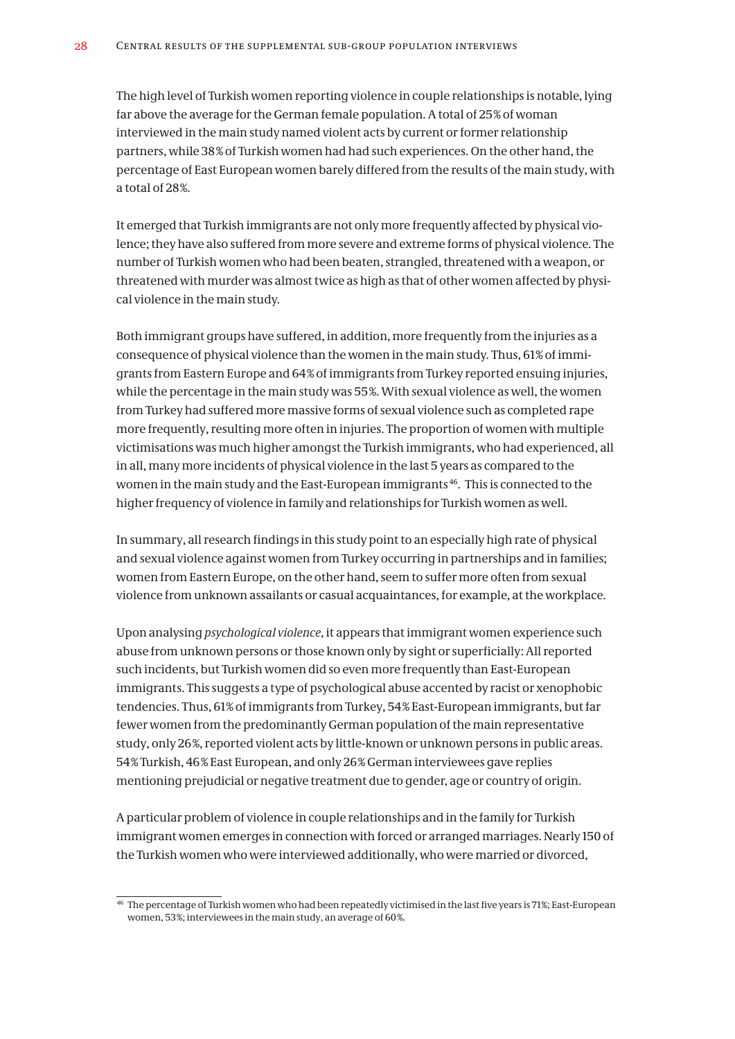The high level of Turkish women reporting violence in couple relationships is notable, lying far above the average for the German female population. A total of 25% of woman interviewed in the main study named violent acts by current or former relationship partners, while 38% of Turkish women had had such experiences. On the other hand, the percentage of East European women barely differed from the results of the main study, with a total of 28%.

It emerged that Turkish immigrants are not only more frequently affected by physical violence; they have also suffered from more severe and extreme forms of physical violence. The number of Turkish women who had been beaten, strangled, threatened with a weapon, or threatened with murder was almost twice as high as that of other women affected by physical violence in the main study.

Both immigrant groups have suffered, in addition, more frequently from the injuries as a consequence of physical violence than the women in the main study. Thus, 61% of immigrants from Eastern Europe and 64% of immigrants from Turkey reported ensuing injuries, while the percentage in the main study was 55%. With sexual violence as well, the women from Turkey had suffered more massive forms of sexual violence such as completed rape more frequently, resulting more often in injuries. The proportion of women with multiple victimisations was much higher amongst the Turkish immigrants, who had experienced, all in all, many more incidents of physical violence in the last 5 years as compared to the women in the main study and the East-European immigrants[46]. This is connected to the higher frequency of violence in family and relationships for Turkish women as well.

In summary, all research findings in this study point to an especially high rate of physical and sexual violence against women from Turkey occurring in partnerships and in families; women from Eastern Europe, on the other hand, seem to suffer more often from sexual violence from unknown assailants or casual acquaintances, for example, at the workplace.

Upon analysing *psychological violence*, it appears that immigrant women experience such abuse from unknown persons or those known only by sight or superficially: All reported such incidents, but Turkish women did so even more frequently than East-European immigrants. This suggests a type of psychological abuse accented by racist or xenophobic tendencies. Thus, 61% of immigrants from Turkey, 54% East-European immigrants, but far fewer women from the predominantly German population of the main representative study, only 26%, reported violent acts by little-known or unknown persons in public areas. 54% Turkish, 46% East European, and only 26% German interviewees gave replies mentioning prejudicial or negative treatment due to gender, age or country of origin.

A particular problem of violence in couple relationships and in the family for Turkish immigrant women emerges in connection with forced or arranged marriages. Nearly 150 of the Turkish women who were interviewed additionally, who were married or divorced,

---

[46] The percentage of Turkish women who had been repeatedly victimised in the last five years is 71%; East-European women, 53%; interviewees in the main study, an average of 60%.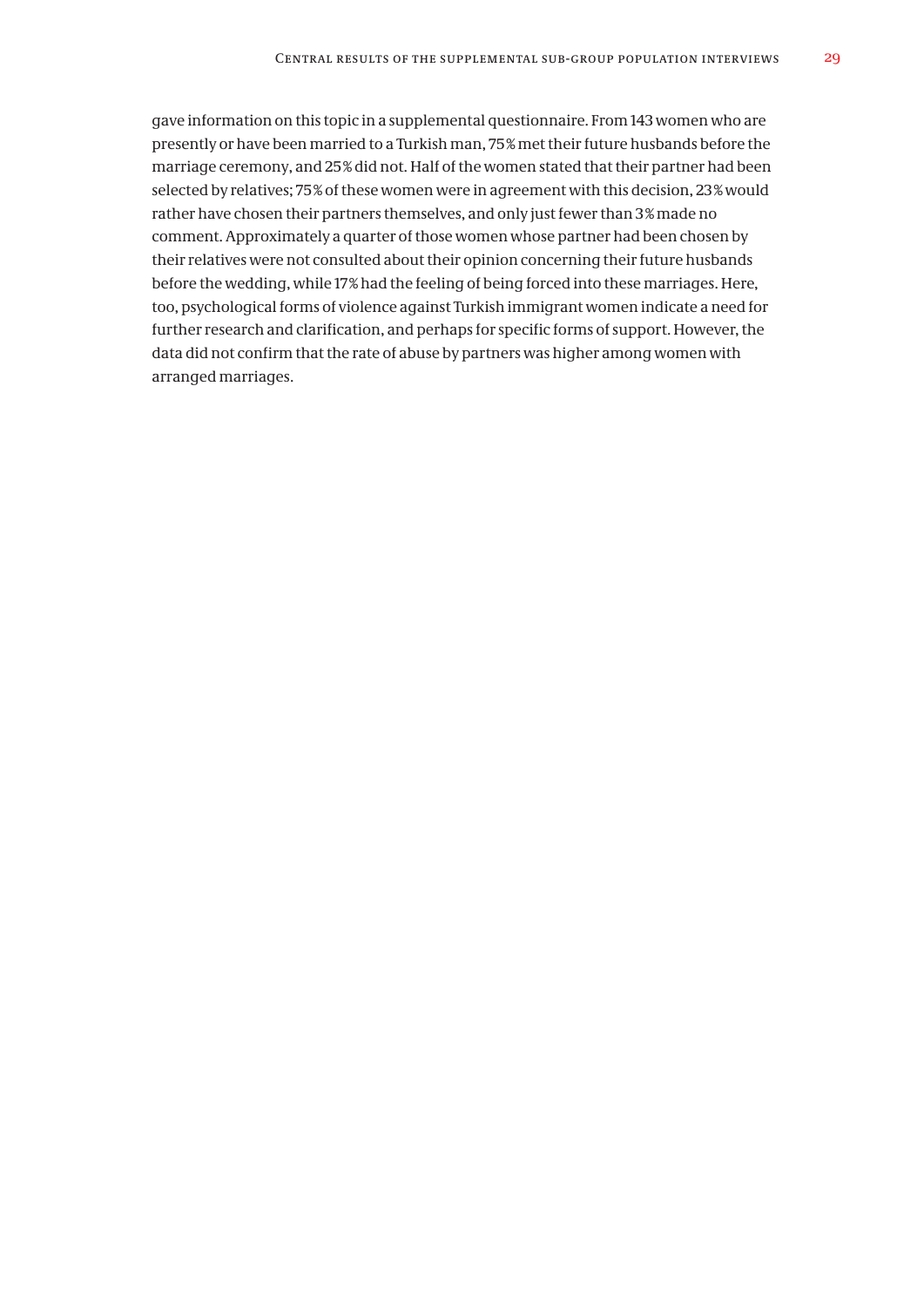gave information on this topic in a supplemental questionnaire. From 143 women who are presently or have been married to a Turkish man, 75 % met their future husbands before the marriage ceremony, and 25 % did not. Half of the women stated that their partner had been selected by relatives; 75 % of these women were in agreement with this decision, 23 % would rather have chosen their partners themselves, and only just fewer than 3 % made no comment. Approximately a quarter of those women whose partner had been chosen by their relatives were not consulted about their opinion concerning their future husbands before the wedding, while 17 % had the feeling of being forced into these marriages. Here, too, psychological forms of violence against Turkish immigrant women indicate a need for further research and clarification, and perhaps for specific forms of support. However, the data did not confirm that the rate of abuse by partners was higher among women with arranged marriages.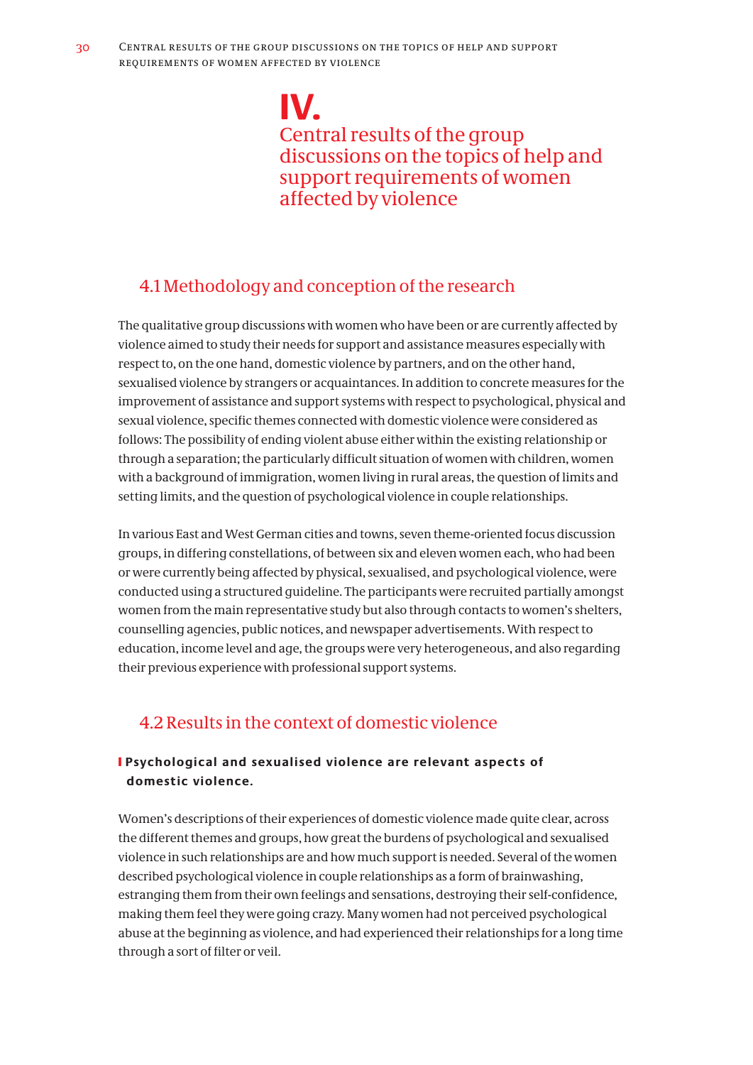# IV. Central results of the group discussions on the topics of help and support requirements of women affected by violence

## 4.1 Methodology and conception of the research

The qualitative group discussions with women who have been or are currently affected by violence aimed to study their needs for support and assistance measures especially with respect to, on the one hand, domestic violence by partners, and on the other hand, sexualised violence by strangers or acquaintances. In addition to concrete measures for the improvement of assistance and support systems with respect to psychological, physical and sexual violence, specific themes connected with domestic violence were considered as follows: The possibility of ending violent abuse either within the existing relationship or through a separation; the particularly difficult situation of women with children, women with a background of immigration, women living in rural areas, the question of limits and setting limits, and the question of psychological violence in couple relationships.

In various East and West German cities and towns, seven theme-oriented focus discussion groups, in differing constellations, of between six and eleven women each, who had been or were currently being affected by physical, sexualised, and psychological violence, were conducted using a structured guideline. The participants were recruited partially amongst women from the main representative study but also through contacts to women's shelters, counselling agencies, public notices, and newspaper advertisements. With respect to education, income level and age, the groups were very heterogeneous, and also regarding their previous experience with professional support systems.

## 4.2 Results in the context of domestic violence

**Psychological and sexualised violence are relevant aspects of domestic violence.**

Women's descriptions of their experiences of domestic violence made quite clear, across the different themes and groups, how great the burdens of psychological and sexualised violence in such relationships are and how much support is needed. Several of the women described psychological violence in couple relationships as a form of brainwashing, estranging them from their own feelings and sensations, destroying their self-confidence, making them feel they were going crazy. Many women had not perceived psychological abuse at the beginning as violence, and had experienced their relationships for a long time through a sort of filter or veil.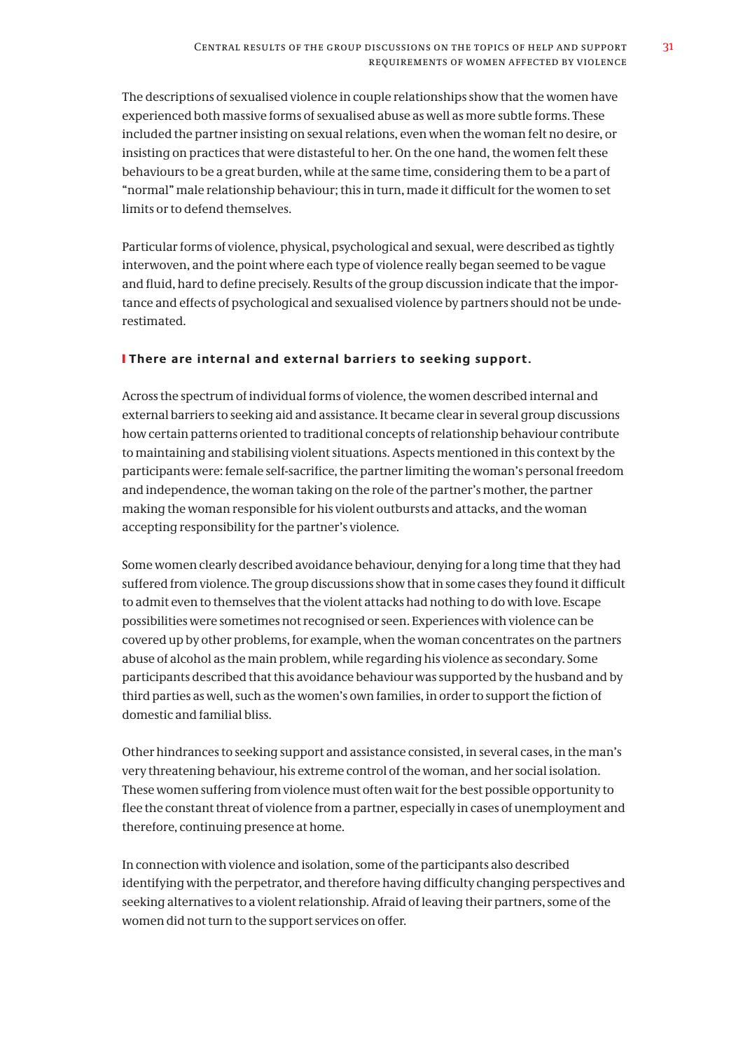The descriptions of sexualised violence in couple relationships show that the women have experienced both massive forms of sexualised abuse as well as more subtle forms. These included the partner insisting on sexual relations, even when the woman felt no desire, or insisting on practices that were distasteful to her. On the one hand, the women felt these behaviours to be a great burden, while at the same time, considering them to be a part of "normal" male relationship behaviour; this in turn, made it difficult for the women to set limits or to defend themselves.

Particular forms of violence, physical, psychological and sexual, were described as tightly interwoven, and the point where each type of violence really began seemed to be vague and fluid, hard to define precisely. Results of the group discussion indicate that the importance and effects of psychological and sexualised violence by partners should not be underestimated.

### There are internal and external barriers to seeking support.

Across the spectrum of individual forms of violence, the women described internal and external barriers to seeking aid and assistance. It became clear in several group discussions how certain patterns oriented to traditional concepts of relationship behaviour contribute to maintaining and stabilising violent situations. Aspects mentioned in this context by the participants were: female self-sacrifice, the partner limiting the woman's personal freedom and independence, the woman taking on the role of the partner's mother, the partner making the woman responsible for his violent outbursts and attacks, and the woman accepting responsibility for the partner's violence.

Some women clearly described avoidance behaviour, denying for a long time that they had suffered from violence. The group discussions show that in some cases they found it difficult to admit even to themselves that the violent attacks had nothing to do with love. Escape possibilities were sometimes not recognised or seen. Experiences with violence can be covered up by other problems, for example, when the woman concentrates on the partners abuse of alcohol as the main problem, while regarding his violence as secondary. Some participants described that this avoidance behaviour was supported by the husband and by third parties as well, such as the women's own families, in order to support the fiction of domestic and familial bliss.

Other hindrances to seeking support and assistance consisted, in several cases, in the man's very threatening behaviour, his extreme control of the woman, and her social isolation. These women suffering from violence must often wait for the best possible opportunity to flee the constant threat of violence from a partner, especially in cases of unemployment and therefore, continuing presence at home.

In connection with violence and isolation, some of the participants also described identifying with the perpetrator, and therefore having difficulty changing perspectives and seeking alternatives to a violent relationship. Afraid of leaving their partners, some of the women did not turn to the support services on offer.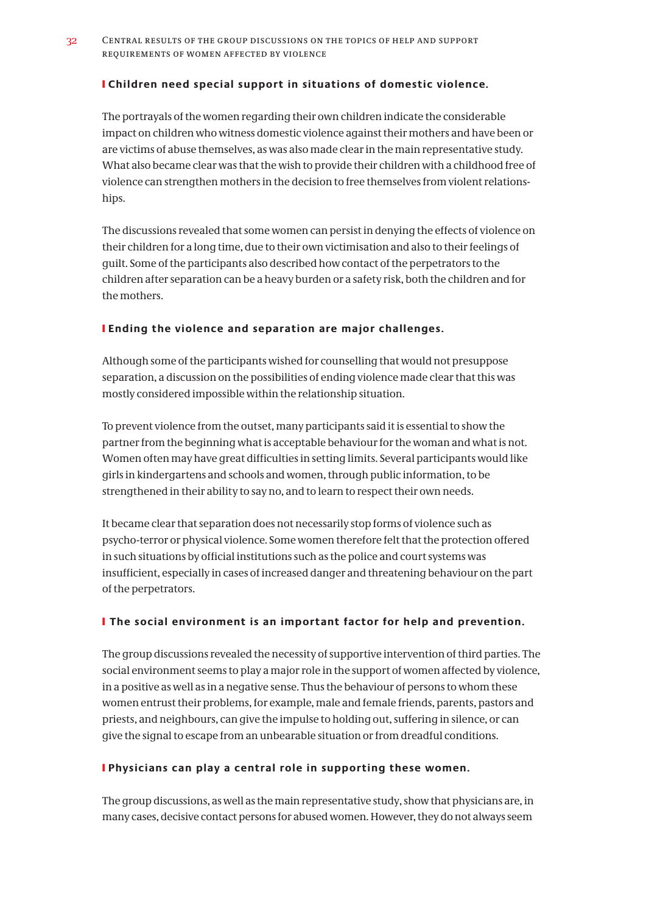### Children need special support in situations of domestic violence.

The portrayals of the women regarding their own children indicate the considerable impact on children who witness domestic violence against their mothers and have been or are victims of abuse themselves, as was also made clear in the main representative study. What also became clear was that the wish to provide their children with a childhood free of violence can strengthen mothers in the decision to free themselves from violent relationships.

The discussions revealed that some women can persist in denying the effects of violence on their children for a long time, due to their own victimisation and also to their feelings of guilt. Some of the participants also described how contact of the perpetrators to the children after separation can be a heavy burden or a safety risk, both the children and for the mothers.

### Ending the violence and separation are major challenges.

Although some of the participants wished for counselling that would not presuppose separation, a discussion on the possibilities of ending violence made clear that this was mostly considered impossible within the relationship situation.

To prevent violence from the outset, many participants said it is essential to show the partner from the beginning what is acceptable behaviour for the woman and what is not. Women often may have great difficulties in setting limits. Several participants would like girls in kindergartens and schools and women, through public information, to be strengthened in their ability to say no, and to learn to respect their own needs.

It became clear that separation does not necessarily stop forms of violence such as psycho-terror or physical violence. Some women therefore felt that the protection offered in such situations by official institutions such as the police and court systems was insufficient, especially in cases of increased danger and threatening behaviour on the part of the perpetrators.

### The social environment is an important factor for help and prevention.

The group discussions revealed the necessity of supportive intervention of third parties. The social environment seems to play a major role in the support of women affected by violence, in a positive as well as in a negative sense. Thus the behaviour of persons to whom these women entrust their problems, for example, male and female friends, parents, pastors and priests, and neighbours, can give the impulse to holding out, suffering in silence, or can give the signal to escape from an unbearable situation or from dreadful conditions.

### Physicians can play a central role in supporting these women.

The group discussions, as well as the main representative study, show that physicians are, in many cases, decisive contact persons for abused women. However, they do not always seem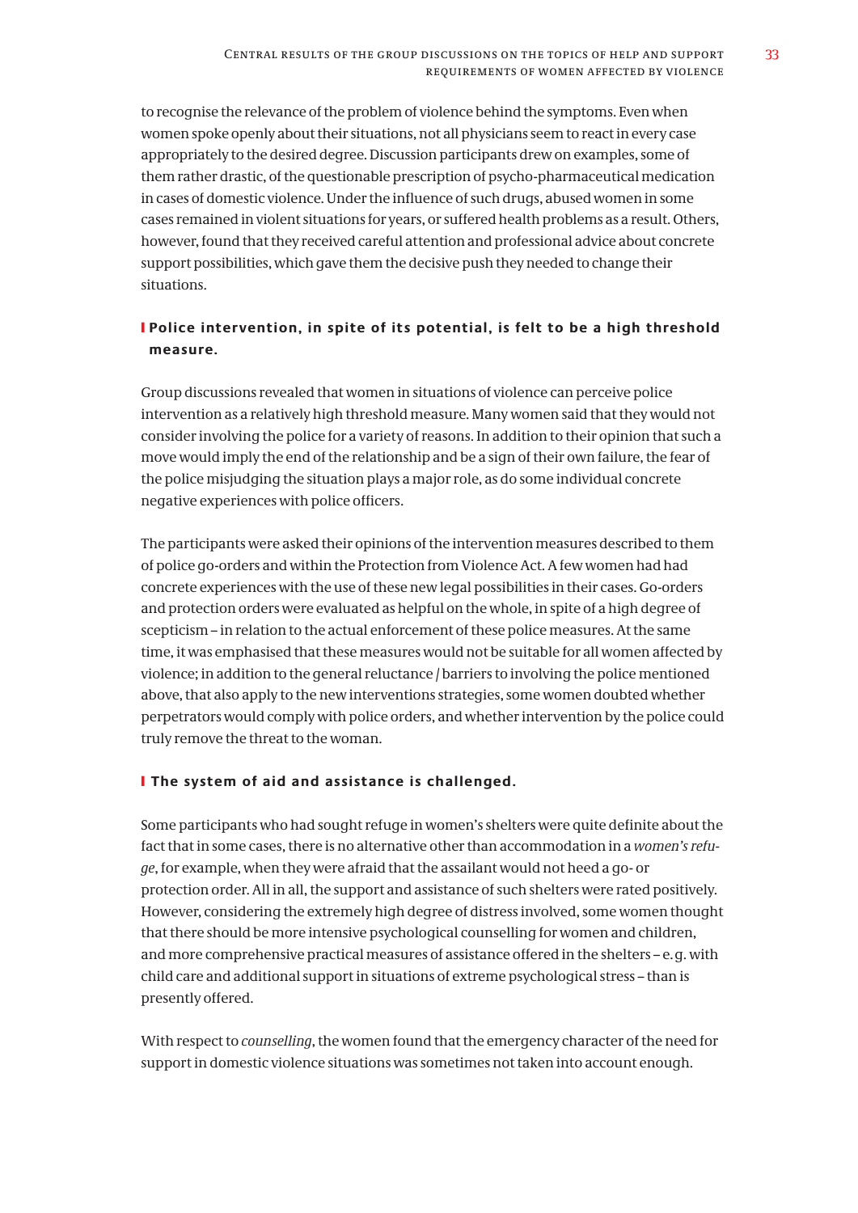to recognise the relevance of the problem of violence behind the symptoms. Even when women spoke openly about their situations, not all physicians seem to react in every case appropriately to the desired degree. Discussion participants drew on examples, some of them rather drastic, of the questionable prescription of psycho-pharmaceutical medication in cases of domestic violence. Under the influence of such drugs, abused women in some cases remained in violent situations for years, or suffered health problems as a result. Others, however, found that they received careful attention and professional advice about concrete support possibilities, which gave them the decisive push they needed to change their situations.

### Police intervention, in spite of its potential, is felt to be a high threshold measure.

Group discussions revealed that women in situations of violence can perceive police intervention as a relatively high threshold measure. Many women said that they would not consider involving the police for a variety of reasons. In addition to their opinion that such a move would imply the end of the relationship and be a sign of their own failure, the fear of the police misjudging the situation plays a major role, as do some individual concrete negative experiences with police officers.

The participants were asked their opinions of the intervention measures described to them of police go-orders and within the Protection from Violence Act. A few women had had concrete experiences with the use of these new legal possibilities in their cases. Go-orders and protection orders were evaluated as helpful on the whole, in spite of a high degree of scepticism – in relation to the actual enforcement of these police measures. At the same time, it was emphasised that these measures would not be suitable for all women affected by violence; in addition to the general reluctance / barriers to involving the police mentioned above, that also apply to the new interventions strategies, some women doubted whether perpetrators would comply with police orders, and whether intervention by the police could truly remove the threat to the woman.

### The system of aid and assistance is challenged.

Some participants who had sought refuge in women's shelters were quite definite about the fact that in some cases, there is no alternative other than accommodation in a *women's refuge*, for example, when they were afraid that the assailant would not heed a go- or protection order. All in all, the support and assistance of such shelters were rated positively. However, considering the extremely high degree of distress involved, some women thought that there should be more intensive psychological counselling for women and children, and more comprehensive practical measures of assistance offered in the shelters – e. g. with child care and additional support in situations of extreme psychological stress – than is presently offered.

With respect to *counselling*, the women found that the emergency character of the need for support in domestic violence situations was sometimes not taken into account enough.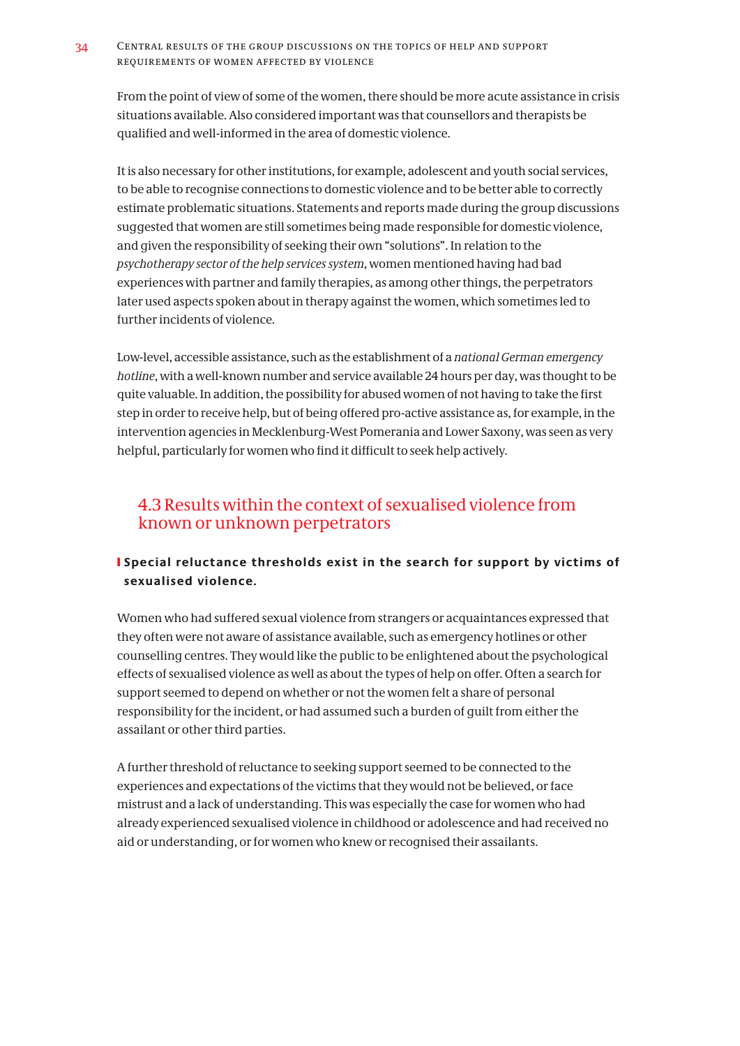From the point of view of some of the women, there should be more acute assistance in crisis situations available. Also considered important was that counsellors and therapists be qualified and well-informed in the area of domestic violence.

It is also necessary for other institutions, for example, adolescent and youth social services, to be able to recognise connections to domestic violence and to be better able to correctly estimate problematic situations. Statements and reports made during the group discussions suggested that women are still sometimes being made responsible for domestic violence, and given the responsibility of seeking their own "solutions". In relation to the *psychotherapy sector of the help services system*, women mentioned having had bad experiences with partner and family therapies, as among other things, the perpetrators later used aspects spoken about in therapy against the women, which sometimes led to further incidents of violence.

Low-level, accessible assistance, such as the establishment of a *national German emergency hotline*, with a well-known number and service available 24 hours per day, was thought to be quite valuable. In addition, the possibility for abused women of not having to take the first step in order to receive help, but of being offered pro-active assistance as, for example, in the intervention agencies in Mecklenburg-West Pomerania and Lower Saxony, was seen as very helpful, particularly for women who find it difficult to seek help actively.

## 4.3 Results within the context of sexualised violence from known or unknown perpetrators

**Special reluctance thresholds exist in the search for support by victims of sexualised violence.**

Women who had suffered sexual violence from strangers or acquaintances expressed that they often were not aware of assistance available, such as emergency hotlines or other counselling centres. They would like the public to be enlightened about the psychological effects of sexualised violence as well as about the types of help on offer. Often a search for support seemed to depend on whether or not the women felt a share of personal responsibility for the incident, or had assumed such a burden of guilt from either the assailant or other third parties.

A further threshold of reluctance to seeking support seemed to be connected to the experiences and expectations of the victims that they would not be believed, or face mistrust and a lack of understanding. This was especially the case for women who had already experienced sexualised violence in childhood or adolescence and had received no aid or understanding, or for women who knew or recognised their assailants.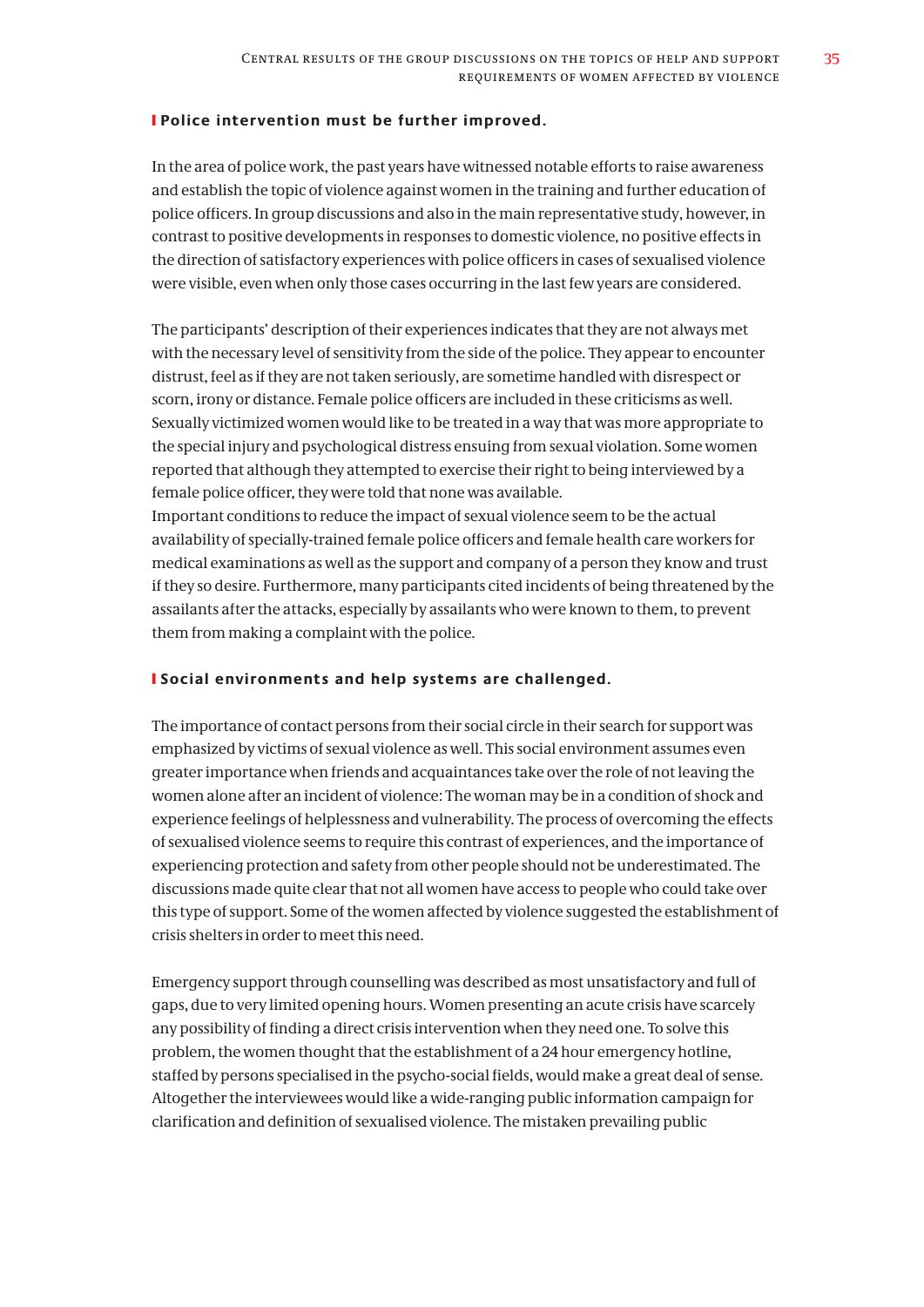### Police intervention must be further improved.

In the area of police work, the past years have witnessed notable efforts to raise awareness and establish the topic of violence against women in the training and further education of police officers. In group discussions and also in the main representative study, however, in contrast to positive developments in responses to domestic violence, no positive effects in the direction of satisfactory experiences with police officers in cases of sexualised violence were visible, even when only those cases occurring in the last few years are considered.

The participants' description of their experiences indicates that they are not always met with the necessary level of sensitivity from the side of the police. They appear to encounter distrust, feel as if they are not taken seriously, are sometime handled with disrespect or scorn, irony or distance. Female police officers are included in these criticisms as well. Sexually victimized women would like to be treated in a way that was more appropriate to the special injury and psychological distress ensuing from sexual violation. Some women reported that although they attempted to exercise their right to being interviewed by a female police officer, they were told that none was available.
Important conditions to reduce the impact of sexual violence seem to be the actual availability of specially-trained female police officers and female health care workers for medical examinations as well as the support and company of a person they know and trust if they so desire. Furthermore, many participants cited incidents of being threatened by the assailants after the attacks, especially by assailants who were known to them, to prevent them from making a complaint with the police.

### Social environments and help systems are challenged.

The importance of contact persons from their social circle in their search for support was emphasized by victims of sexual violence as well. This social environment assumes even greater importance when friends and acquaintances take over the role of not leaving the women alone after an incident of violence: The woman may be in a condition of shock and experience feelings of helplessness and vulnerability. The process of overcoming the effects of sexualised violence seems to require this contrast of experiences, and the importance of experiencing protection and safety from other people should not be underestimated. The discussions made quite clear that not all women have access to people who could take over this type of support. Some of the women affected by violence suggested the establishment of crisis shelters in order to meet this need.

Emergency support through counselling was described as most unsatisfactory and full of gaps, due to very limited opening hours. Women presenting an acute crisis have scarcely any possibility of finding a direct crisis intervention when they need one. To solve this problem, the women thought that the establishment of a 24 hour emergency hotline, staffed by persons specialised in the psycho-social fields, would make a great deal of sense. Altogether the interviewees would like a wide-ranging public information campaign for clarification and definition of sexualised violence. The mistaken prevailing public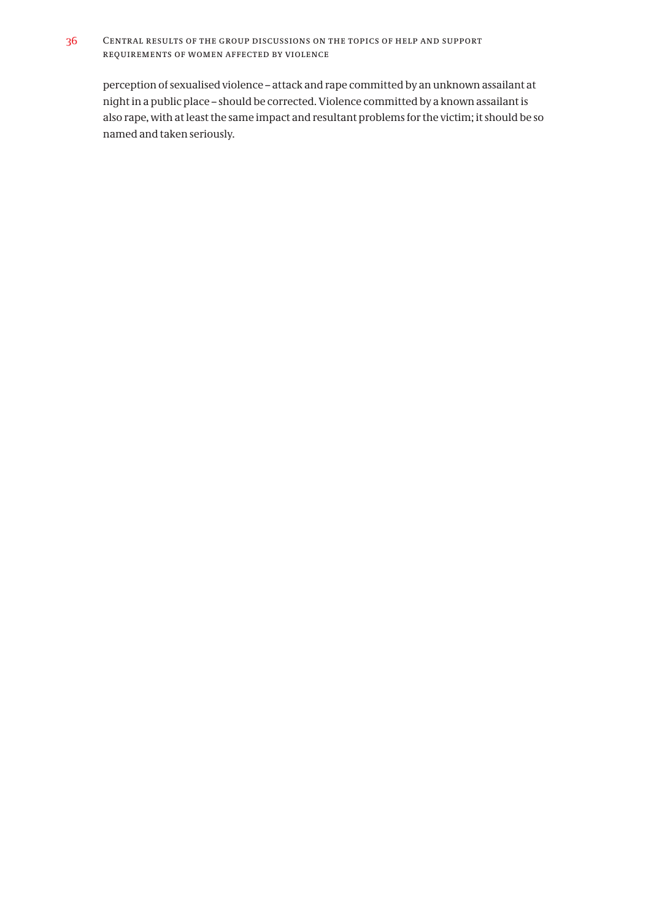perception of sexualised violence – attack and rape committed by an unknown assailant at night in a public place – should be corrected. Violence committed by a known assailant is also rape, with at least the same impact and resultant problems for the victim; it should be so named and taken seriously.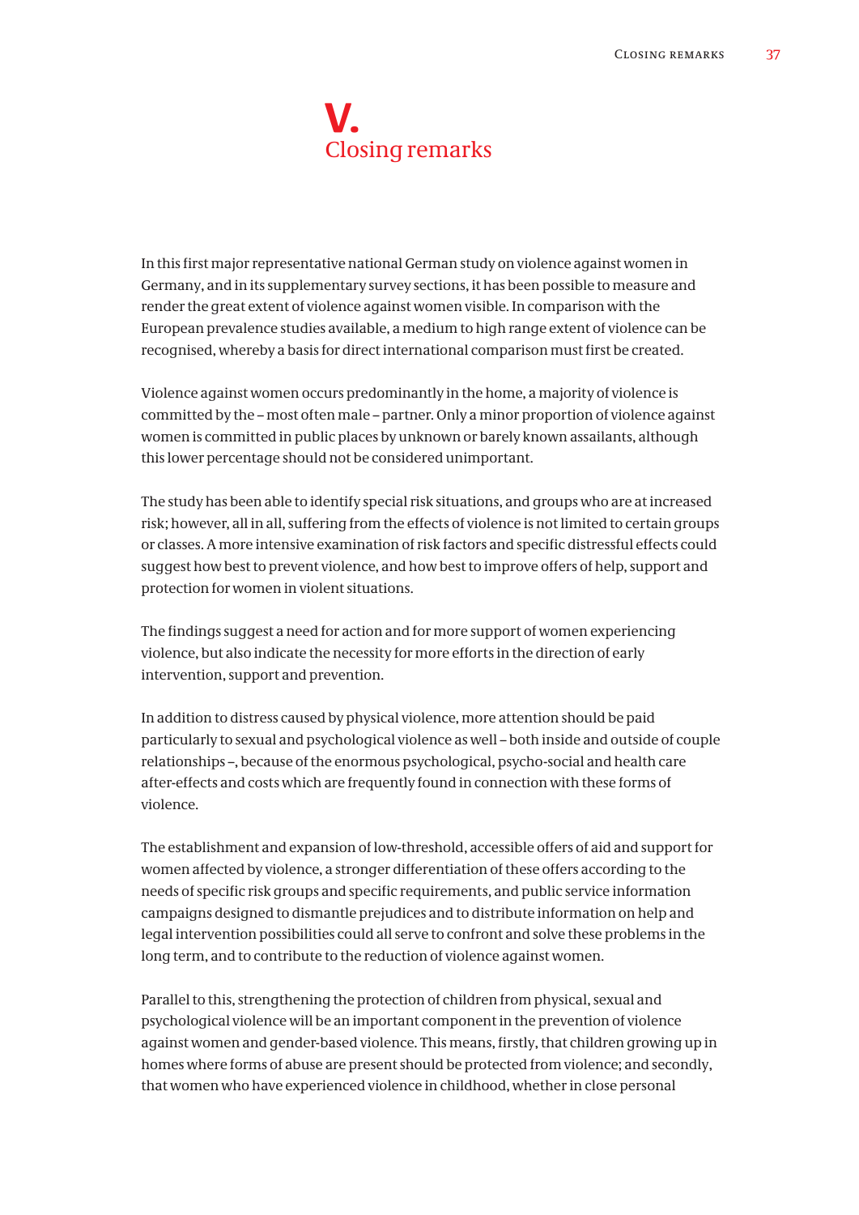# V. Closing remarks

In this first major representative national German study on violence against women in Germany, and in its supplementary survey sections, it has been possible to measure and render the great extent of violence against women visible. In comparison with the European prevalence studies available, a medium to high range extent of violence can be recognised, whereby a basis for direct international comparison must first be created.

Violence against women occurs predominantly in the home, a majority of violence is committed by the – most often male – partner. Only a minor proportion of violence against women is committed in public places by unknown or barely known assailants, although this lower percentage should not be considered unimportant.

The study has been able to identify special risk situations, and groups who are at increased risk; however, all in all, suffering from the effects of violence is not limited to certain groups or classes. A more intensive examination of risk factors and specific distressful effects could suggest how best to prevent violence, and how best to improve offers of help, support and protection for women in violent situations.

The findings suggest a need for action and for more support of women experiencing violence, but also indicate the necessity for more efforts in the direction of early intervention, support and prevention.

In addition to distress caused by physical violence, more attention should be paid particularly to sexual and psychological violence as well – both inside and outside of couple relationships –, because of the enormous psychological, psycho-social and health care after-effects and costs which are frequently found in connection with these forms of violence.

The establishment and expansion of low-threshold, accessible offers of aid and support for women affected by violence, a stronger differentiation of these offers according to the needs of specific risk groups and specific requirements, and public service information campaigns designed to dismantle prejudices and to distribute information on help and legal intervention possibilities could all serve to confront and solve these problems in the long term, and to contribute to the reduction of violence against women.

Parallel to this, strengthening the protection of children from physical, sexual and psychological violence will be an important component in the prevention of violence against women and gender-based violence. This means, firstly, that children growing up in homes where forms of abuse are present should be protected from violence; and secondly, that women who have experienced violence in childhood, whether in close personal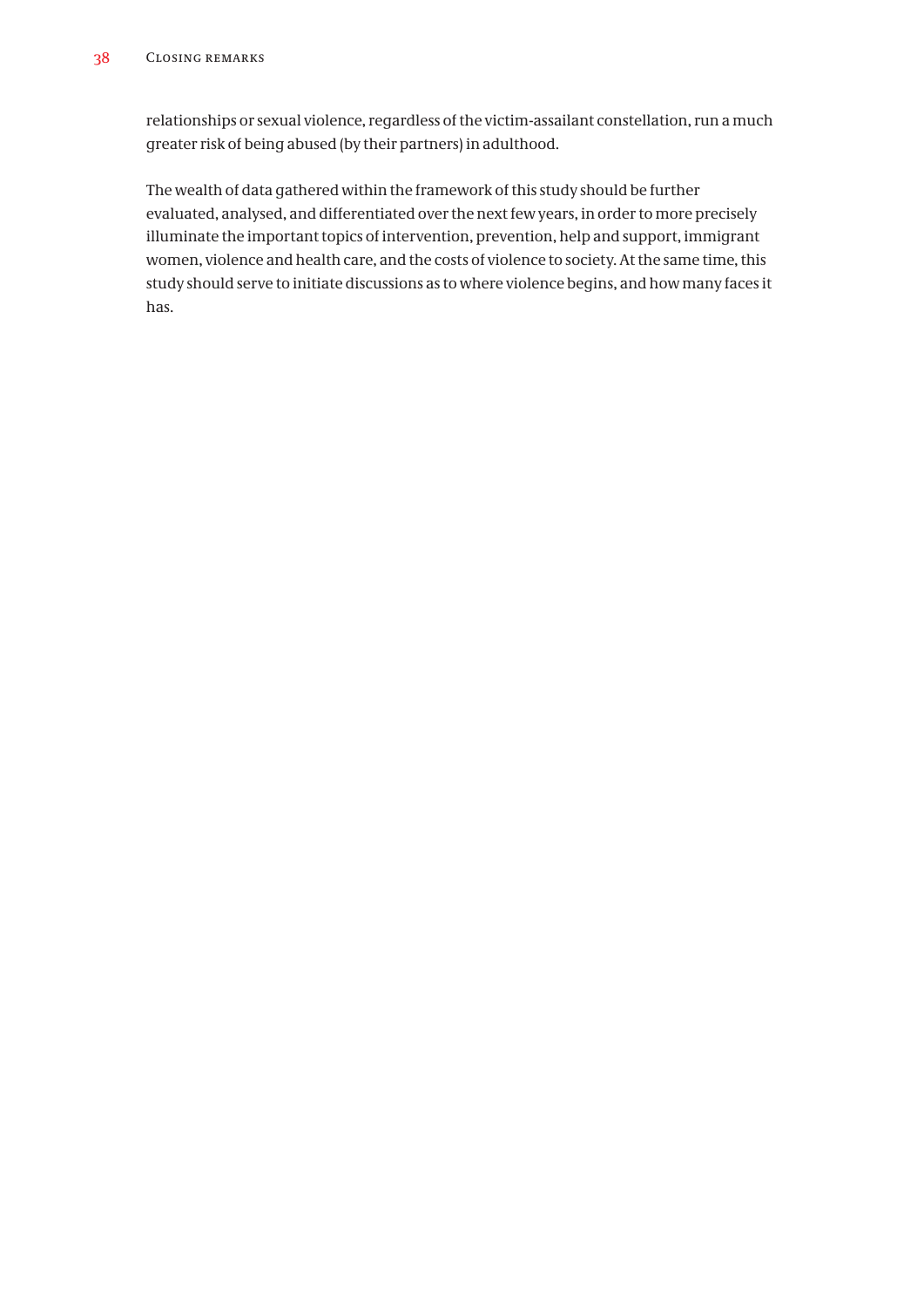relationships or sexual violence, regardless of the victim-assailant constellation, run a much greater risk of being abused (by their partners) in adulthood.

The wealth of data gathered within the framework of this study should be further evaluated, analysed, and differentiated over the next few years, in order to more precisely illuminate the important topics of intervention, prevention, help and support, immigrant women, violence and health care, and the costs of violence to society. At the same time, this study should serve to initiate discussions as to where violence begins, and how many faces it has.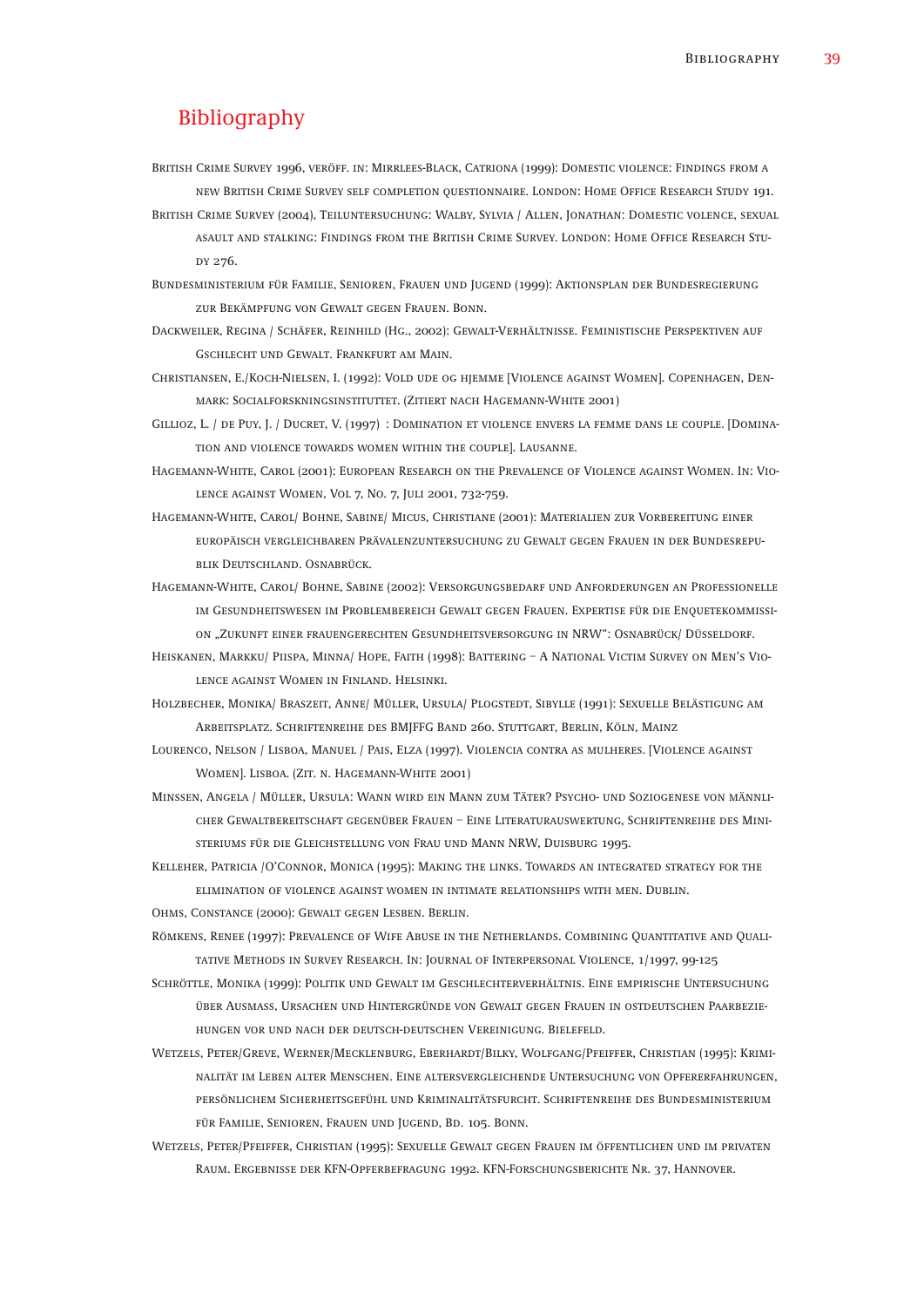# Bibliography

British Crime Survey 1996, veröff. in: Mirrlees-Black, Catriona (1999): Domestic violence: Findings from a new British Crime Survey self completion questionnaire. London: Home Office Research Study 191.

British Crime Survey (2004), Teiluntersuchung: Walby, Sylvia / Allen, Jonathan: Domestic volence, sexual asault and stalking: Findings from the British Crime Survey. London: Home Office Research Study 276.

Bundesministerium für Familie, Senioren, Frauen und Jugend (1999): Aktionsplan der Bundesregierung zur Bekämpfung von Gewalt gegen Frauen. Bonn.

Dackweiler, Regina / Schäfer, Reinhild (Hg., 2002): Gewalt-Verhältnisse. Feministische Perspektiven auf Gschlecht und Gewalt. Frankfurt am Main.

Christiansen, E./Koch-Nielsen, I. (1992): Vold ude og hjemme [Violence against Women]. Copenhagen, Denmark: Socialforskningsinstituttet. (Zitiert nach Hagemann-White 2001)

Gillioz, L. / de Puy, J. / Ducret, V. (1997) : Domination et violence envers la femme dans le couple. [Domination and violence towards women within the couple]. Lausanne.

Hagemann-White, Carol (2001): European Research on the Prevalence of Violence against Women. In: Violence against Women, Vol 7, No. 7, Juli 2001, 732-759.

Hagemann-White, Carol/ Bohne, Sabine/ Micus, Christiane (2001): Materialien zur Vorbereitung einer europäisch vergleichbaren Prävalenzuntersuchung zu Gewalt gegen Frauen in der Bundesrepublik Deutschland. Osnabrück.

Hagemann-White, Carol/ Bohne, Sabine (2002): Versorgungsbedarf und Anforderungen an Professionelle im Gesundheitswesen im Problembereich Gewalt gegen Frauen. Expertise für die Enquetekommission „Zukunft einer frauengerechten Gesundheitsversorgung in NRW": Osnabrück/ Düsseldorf.

Heiskanen, Markku/ Piispa, Minna/ Hope, Faith (1998): Battering – A National Victim Survey on Men's Violence against Women in Finland. Helsinki.

Holzbecher, Monika/ Braszeit, Anne/ Müller, Ursula/ Plogstedt, Sibylle (1991): Sexuelle Belästigung am Arbeitsplatz. Schriftenreihe des BMJFFG Band 260. Stuttgart, Berlin, Köln, Mainz

Lourenco, Nelson / Lisboa, Manuel / Pais, Elza (1997). Violencia contra as mulheres. [Violence against Women]. Lisboa. (Zit. n. Hagemann-White 2001)

Minssen, Angela / Müller, Ursula: Wann wird ein Mann zum Täter? Psycho- und Soziogenese von männlicher Gewaltbereitschaft gegenüber Frauen – Eine Literaturauswertung, Schriftenreihe des Ministeriums für die Gleichstellung von Frau und Mann NRW, Duisburg 1995.

Kelleher, Patricia /O'Connor, Monica (1995): Making the links. Towards an integrated strategy for the elimination of violence against women in intimate relationships with men. Dublin.

Ohms, Constance (2000): Gewalt gegen Lesben. Berlin.

Römkens, Renee (1997): Prevalence of Wife Abuse in the Netherlands. Combining Quantitative and Qualitative Methods in Survey Research. In: Journal of Interpersonal Violence, 1/1997, 99-125

Schröttle, Monika (1999): Politik und Gewalt im Geschlechterverhältnis. Eine empirische Untersuchung über Ausmass, Ursachen und Hintergründe von Gewalt gegen Frauen in ostdeutschen Paarbeziehungen vor und nach der deutsch-deutschen Vereinigung. Bielefeld.

Wetzels, Peter/Greve, Werner/Mecklenburg, Eberhardt/Bilky, Wolfgang/Pfeiffer, Christian (1995): Kriminalität im Leben alter Menschen. Eine altersvergleichende Untersuchung von Opfererfahrungen, persönlichem Sicherheitsgefühl und Kriminalitätsfurcht. Schriftenreihe des Bundesministerium für Familie, Senioren, Frauen und Jugend, Bd. 105. Bonn.

Wetzels, Peter/Pfeiffer, Christian (1995): Sexuelle Gewalt gegen Frauen im öffentlichen und im privaten Raum. Ergebnisse der KFN-Opferbefragung 1992. KFN-Forschungsberichte Nr. 37, Hannover.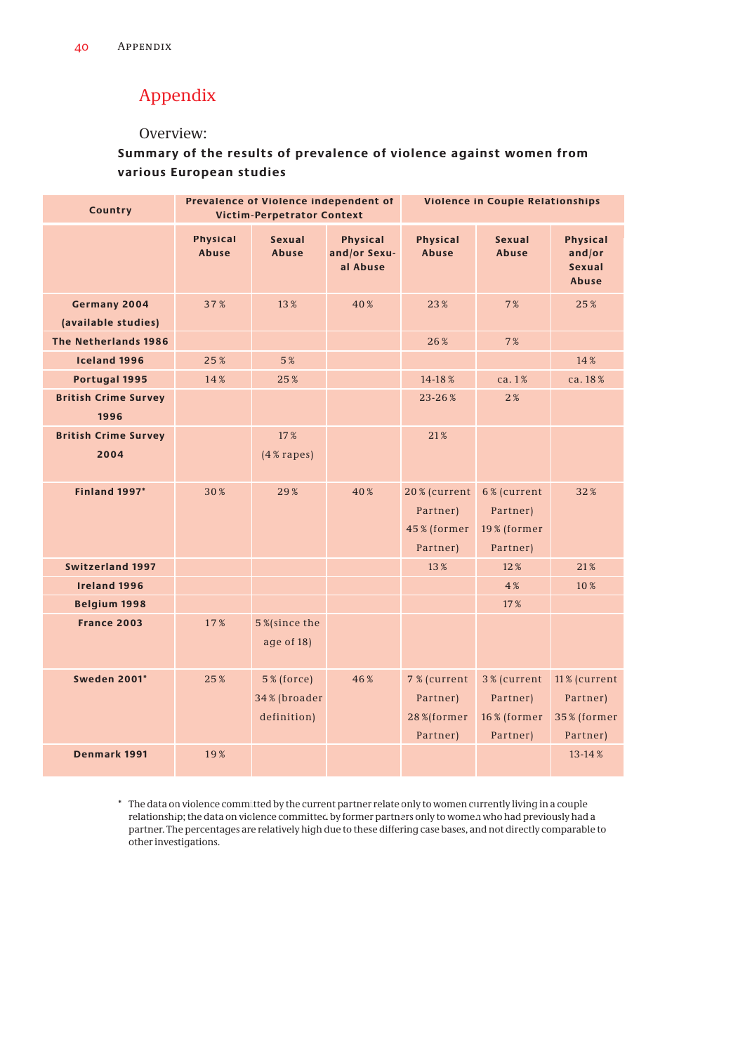# Appendix

Overview:

**Summary of the results of prevalence of violence against women from various European studies**

| Country | Prevalence of Violence independent of Victim-Perpetrator Context | | | Violence in Couple Relationships | | |
|---|---|---|---|---|---|---|
| | Physical Abuse | Sexual Abuse | Physical and/or Sexual Abuse | Physical Abuse | Sexual Abuse | Physical and/or Sexual Abuse |
| **Germany 2004 (available studies)** | 37 % | 13 % | 40 % | 23 % | 7 % | 25 % |
| **The Netherlands 1986** | | | | 26 % | 7 % | |
| **Iceland 1996** | 25 % | 5 % | | | | 14 % |
| **Portugal 1995** | 14 % | 25 % | | 14-18 % | ca. 1 % | ca. 18 % |
| **British Crime Survey 1996** | | | | 23-26 % | 2 % | |
| **British Crime Survey 2004** | | 17 % (4 % rapes) | | 21 % | | |
| **Finland 1997*** | 30 % | 29 % | 40 % | 20 % (current Partner) 45 % (former Partner) | 6 % (current Partner) 19 % (former Partner) | 32 % |
| **Switzerland 1997** | | | | 13 % | 12 % | 21 % |
| **Ireland 1996** | | | | | 4 % | 10 % |
| **Belgium 1998** | | | | | 17 % | |
| **France 2003** | 17 % | 5 %(since the age of 18) | | | | |
| **Sweden 2001*** | 25 % | 5 % (force) 34 % (broader definition) | 46 % | 7 % (current Partner) 28 %(former Partner) | 3 % (current Partner) 16 % (former Partner) | 11 % (current Partner) 35 % (former Partner) |
| **Denmark 1991** | 19 % | | | | | 13-14 % |

\* The data on violence committed by the current partner relate only to women currently living in a couple relationship; the data on violence committed by former partners only to women who had previously had a partner. The percentages are relatively high due to these differing case bases, and not directly comparable to other investigations.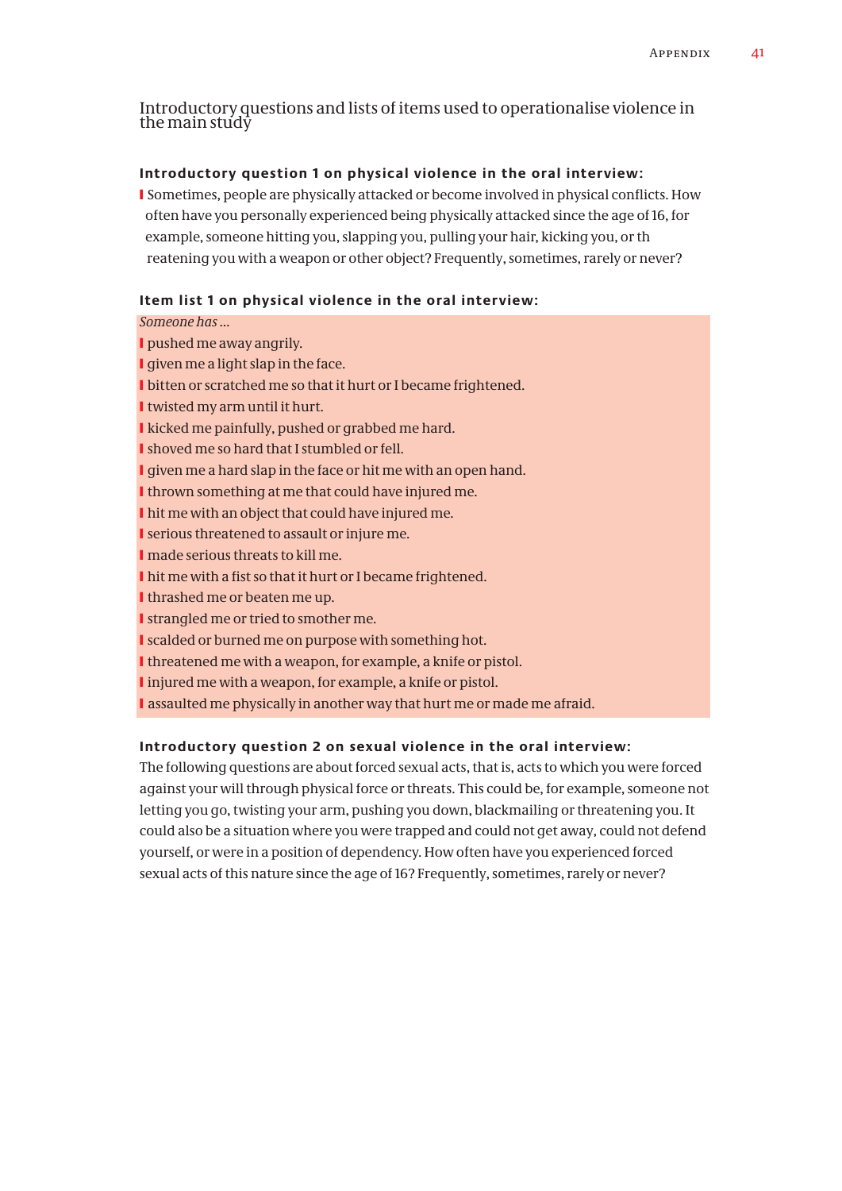## Introductory questions and lists of items used to operationalise violence in the main study

**Introductory question 1 on physical violence in the oral interview:**

- Sometimes, people are physically attacked or become involved in physical conflicts. How often have you personally experienced being physically attacked since the age of 16, for example, someone hitting you, slapping you, pulling your hair, kicking you, or th reatening you with a weapon or other object? Frequently, sometimes, rarely or never?

**Item list 1 on physical violence in the oral interview:**

*Someone has …*

- pushed me away angrily.
- given me a light slap in the face.
- bitten or scratched me so that it hurt or I became frightened.
- twisted my arm until it hurt.
- kicked me painfully, pushed or grabbed me hard.
- shoved me so hard that I stumbled or fell.
- given me a hard slap in the face or hit me with an open hand.
- thrown something at me that could have injured me.
- hit me with an object that could have injured me.
- serious threatened to assault or injure me.
- made serious threats to kill me.
- hit me with a fist so that it hurt or I became frightened.
- thrashed me or beaten me up.
- strangled me or tried to smother me.
- scalded or burned me on purpose with something hot.
- threatened me with a weapon, for example, a knife or pistol.
- injured me with a weapon, for example, a knife or pistol.
- assaulted me physically in another way that hurt me or made me afraid.

**Introductory question 2 on sexual violence in the oral interview:**

The following questions are about forced sexual acts, that is, acts to which you were forced against your will through physical force or threats. This could be, for example, someone not letting you go, twisting your arm, pushing you down, blackmailing or threatening you. It could also be a situation where you were trapped and could not get away, could not defend yourself, or were in a position of dependency. How often have you experienced forced sexual acts of this nature since the age of 16? Frequently, sometimes, rarely or never?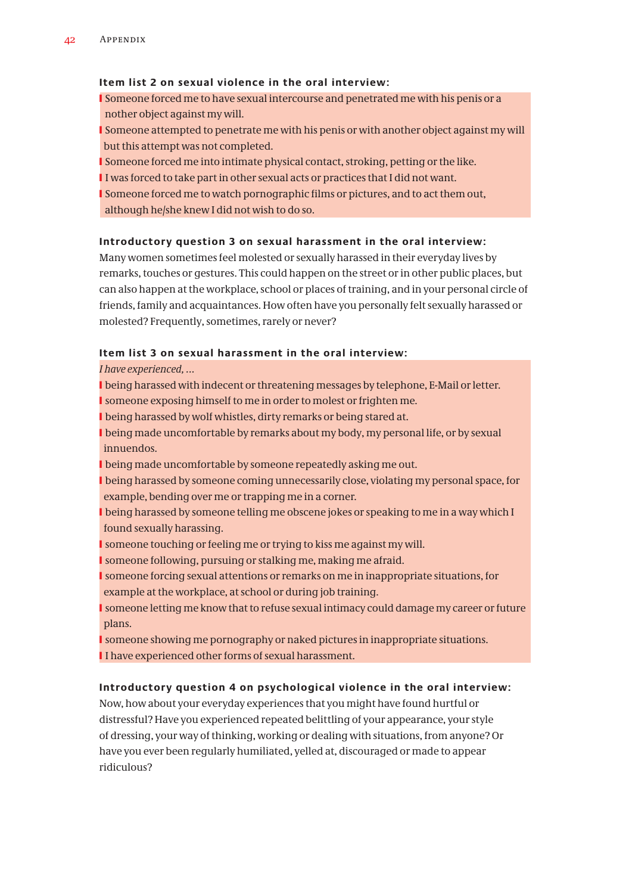**Item list 2 on sexual violence in the oral interview:**

- Someone forced me to have sexual intercourse and penetrated me with his penis or a nother object against my will.
- Someone attempted to penetrate me with his penis or with another object against my will but this attempt was not completed.
- Someone forced me into intimate physical contact, stroking, petting or the like.
- I was forced to take part in other sexual acts or practices that I did not want.
- Someone forced me to watch pornographic films or pictures, and to act them out, although he/she knew I did not wish to do so.

**Introductory question 3 on sexual harassment in the oral interview:**

Many women sometimes feel molested or sexually harassed in their everyday lives by remarks, touches or gestures. This could happen on the street or in other public places, but can also happen at the workplace, school or places of training, and in your personal circle of friends, family and acquaintances. How often have you personally felt sexually harassed or molested? Frequently, sometimes, rarely or never?

**Item list 3 on sexual harassment in the oral interview:**

*I have experienced, ...*

- being harassed with indecent or threatening messages by telephone, E-Mail or letter.
- someone exposing himself to me in order to molest or frighten me.
- being harassed by wolf whistles, dirty remarks or being stared at.
- being made uncomfortable by remarks about my body, my personal life, or by sexual innuendos.
- being made uncomfortable by someone repeatedly asking me out.
- being harassed by someone coming unnecessarily close, violating my personal space, for example, bending over me or trapping me in a corner.
- being harassed by someone telling me obscene jokes or speaking to me in a way which I found sexually harassing.
- someone touching or feeling me or trying to kiss me against my will.
- someone following, pursuing or stalking me, making me afraid.
- someone forcing sexual attentions or remarks on me in inappropriate situations, for example at the workplace, at school or during job training.
- someone letting me know that to refuse sexual intimacy could damage my career or future plans.
- someone showing me pornography or naked pictures in inappropriate situations.
- I have experienced other forms of sexual harassment.

**Introductory question 4 on psychological violence in the oral interview:**

Now, how about your everyday experiences that you might have found hurtful or distressful? Have you experienced repeated belittling of your appearance, your style of dressing, your way of thinking, working or dealing with situations, from anyone? Or have you ever been regularly humiliated, yelled at, discouraged or made to appear ridiculous?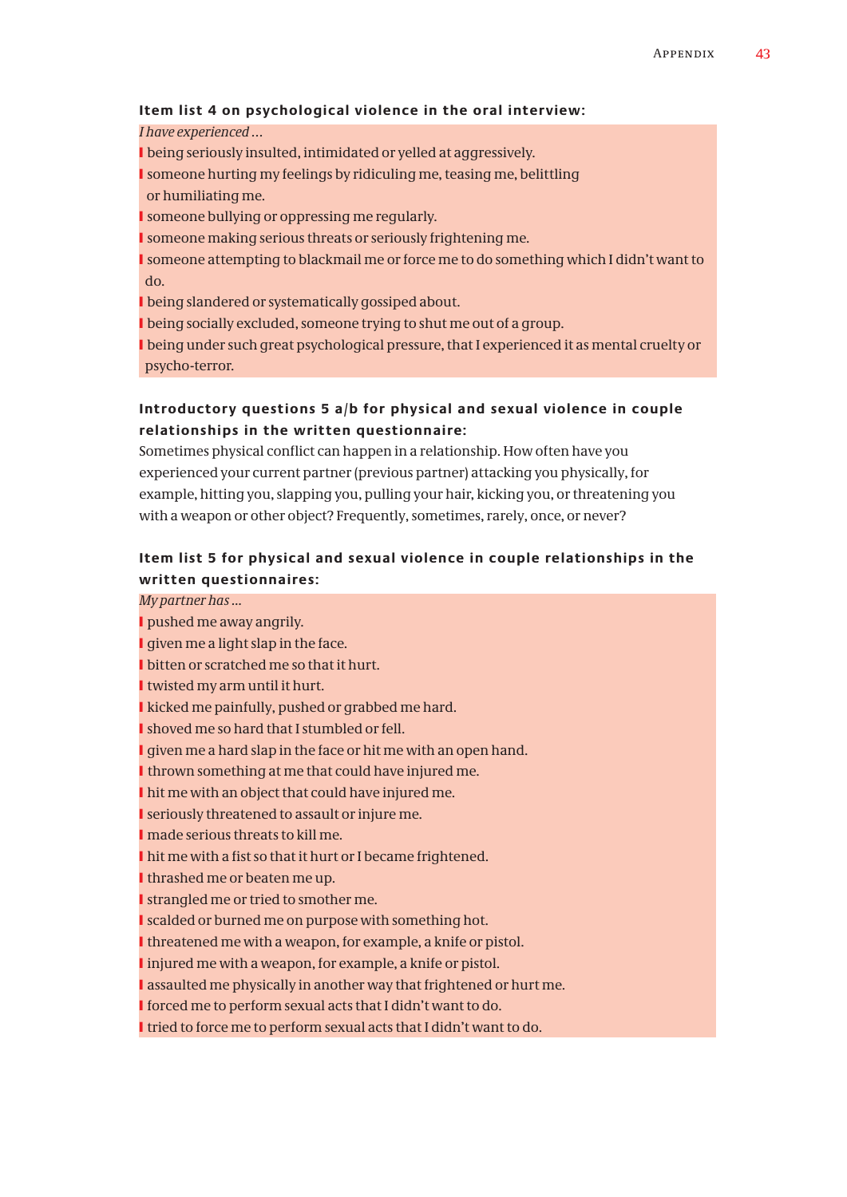### Item list 4 on psychological violence in the oral interview:

*I have experienced ...*

- being seriously insulted, intimidated or yelled at aggressively.
- someone hurting my feelings by ridiculing me, teasing me, belittling or humiliating me.
- someone bullying or oppressing me regularly.
- someone making serious threats or seriously frightening me.
- someone attempting to blackmail me or force me to do something which I didn't want to do.
- being slandered or systematically gossiped about.
- being socially excluded, someone trying to shut me out of a group.
- being under such great psychological pressure, that I experienced it as mental cruelty or psycho-terror.

### Introductory questions 5 a/b for physical and sexual violence in couple relationships in the written questionnaire:

Sometimes physical conflict can happen in a relationship. How often have you experienced your current partner (previous partner) attacking you physically, for example, hitting you, slapping you, pulling your hair, kicking you, or threatening you with a weapon or other object? Frequently, sometimes, rarely, once, or never?

### Item list 5 for physical and sexual violence in couple relationships in the written questionnaires:

*My partner has ...*

- pushed me away angrily.
- given me a light slap in the face.
- bitten or scratched me so that it hurt.
- twisted my arm until it hurt.
- kicked me painfully, pushed or grabbed me hard.
- shoved me so hard that I stumbled or fell.
- given me a hard slap in the face or hit me with an open hand.
- thrown something at me that could have injured me.
- hit me with an object that could have injured me.
- seriously threatened to assault or injure me.
- made serious threats to kill me.
- hit me with a fist so that it hurt or I became frightened.
- thrashed me or beaten me up.
- strangled me or tried to smother me.
- scalded or burned me on purpose with something hot.
- threatened me with a weapon, for example, a knife or pistol.
- injured me with a weapon, for example, a knife or pistol.
- assaulted me physically in another way that frightened or hurt me.
- forced me to perform sexual acts that I didn't want to do.
- tried to force me to perform sexual acts that I didn't want to do.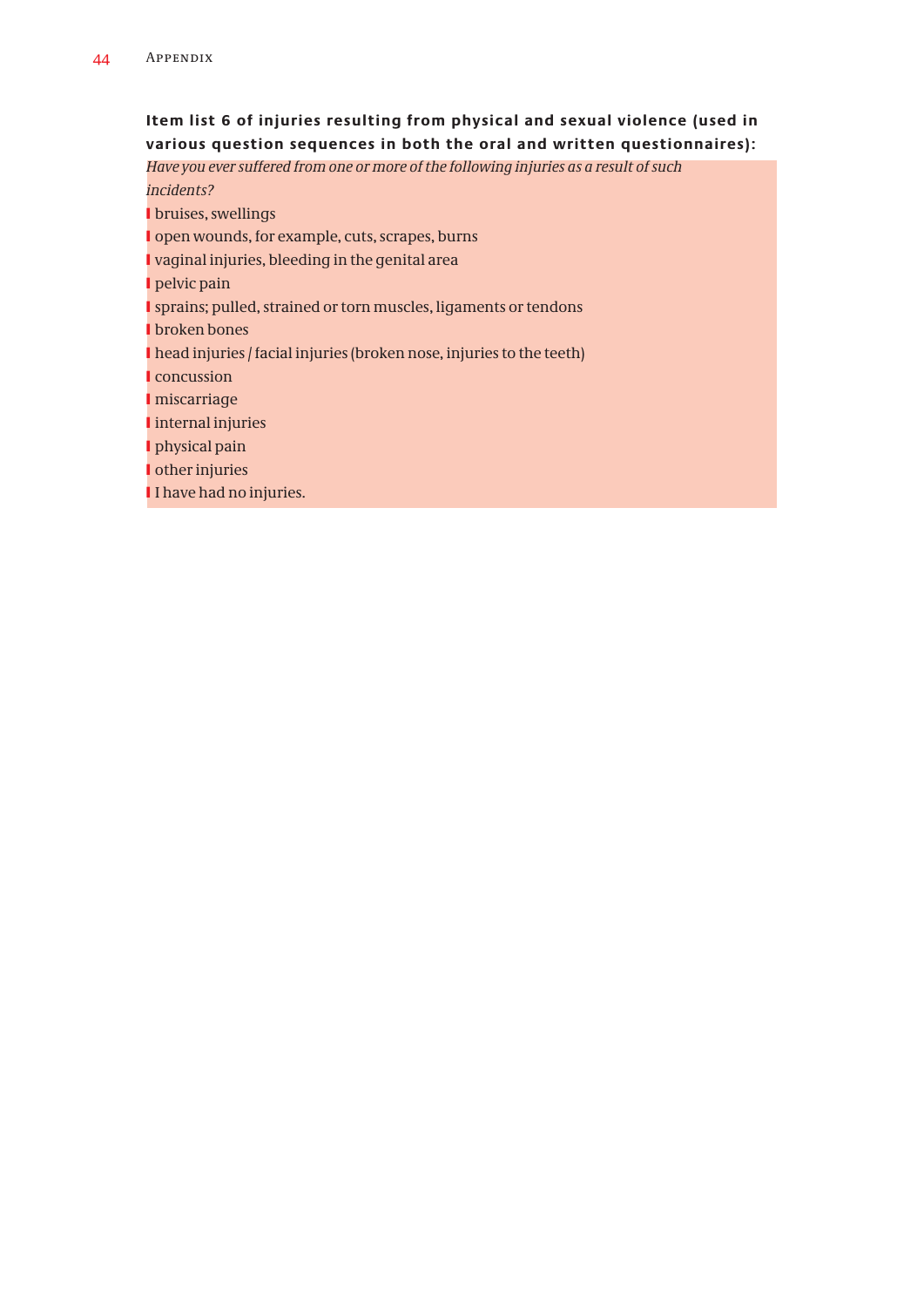**Item list 6 of injuries resulting from physical and sexual violence (used in various question sequences in both the oral and written questionnaires):**

*Have you ever suffered from one or more of the following injuries as a result of such incidents?*

- bruises, swellings
- open wounds, for example, cuts, scrapes, burns
- vaginal injuries, bleeding in the genital area
- pelvic pain
- sprains; pulled, strained or torn muscles, ligaments or tendons
- broken bones
- head injuries / facial injuries (broken nose, injuries to the teeth)
- concussion
- miscarriage
- internal injuries
- physical pain
- other injuries
- I have had no injuries.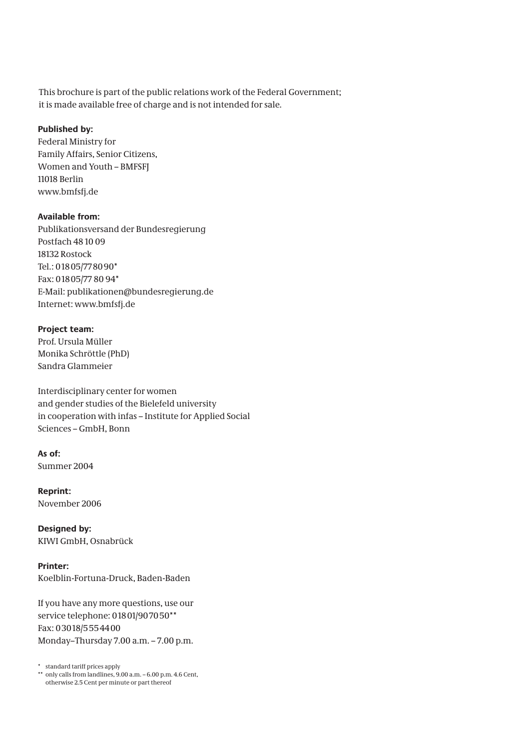This brochure is part of the public relations work of the Federal Government; it is made available free of charge and is not intended for sale.

**Published by:**
Federal Ministry for
Family Affairs, Senior Citizens,
Women and Youth – BMFSFJ
11018 Berlin
www.bmfsfj.de

**Available from:**
Publikationsversand der Bundesregierung
Postfach 48 10 09
18132 Rostock
Tel.: 018 05/77 80 90*
Fax: 018 05/77 80 94*
E-Mail: publikationen@bundesregierung.de
Internet: www.bmfsfj.de

**Project team:**
Prof. Ursula Müller
Monika Schröttle (PhD)
Sandra Glammeier

Interdisciplinary center for women
and gender studies of the Bielefeld university
in cooperation with infas – Institute for Applied Social
Sciences – GmbH, Bonn

**As of:**
Summer 2004

**Reprint:**
November 2006

**Designed by:**
KIWI GmbH, Osnabrück

**Printer:**
Koelblin-Fortuna-Druck, Baden-Baden

If you have any more questions, use our
service telephone: 018 01/90 70 50**
Fax: 030 18/5 55 44 00
Monday–Thursday 7.00 a.m. – 7.00 p.m.

\* standard tariff prices apply
\** only calls from landlines, 9.00 a.m. – 6.00 p.m. 4.6 Cent, otherwise 2.5 Cent per minute or part thereof